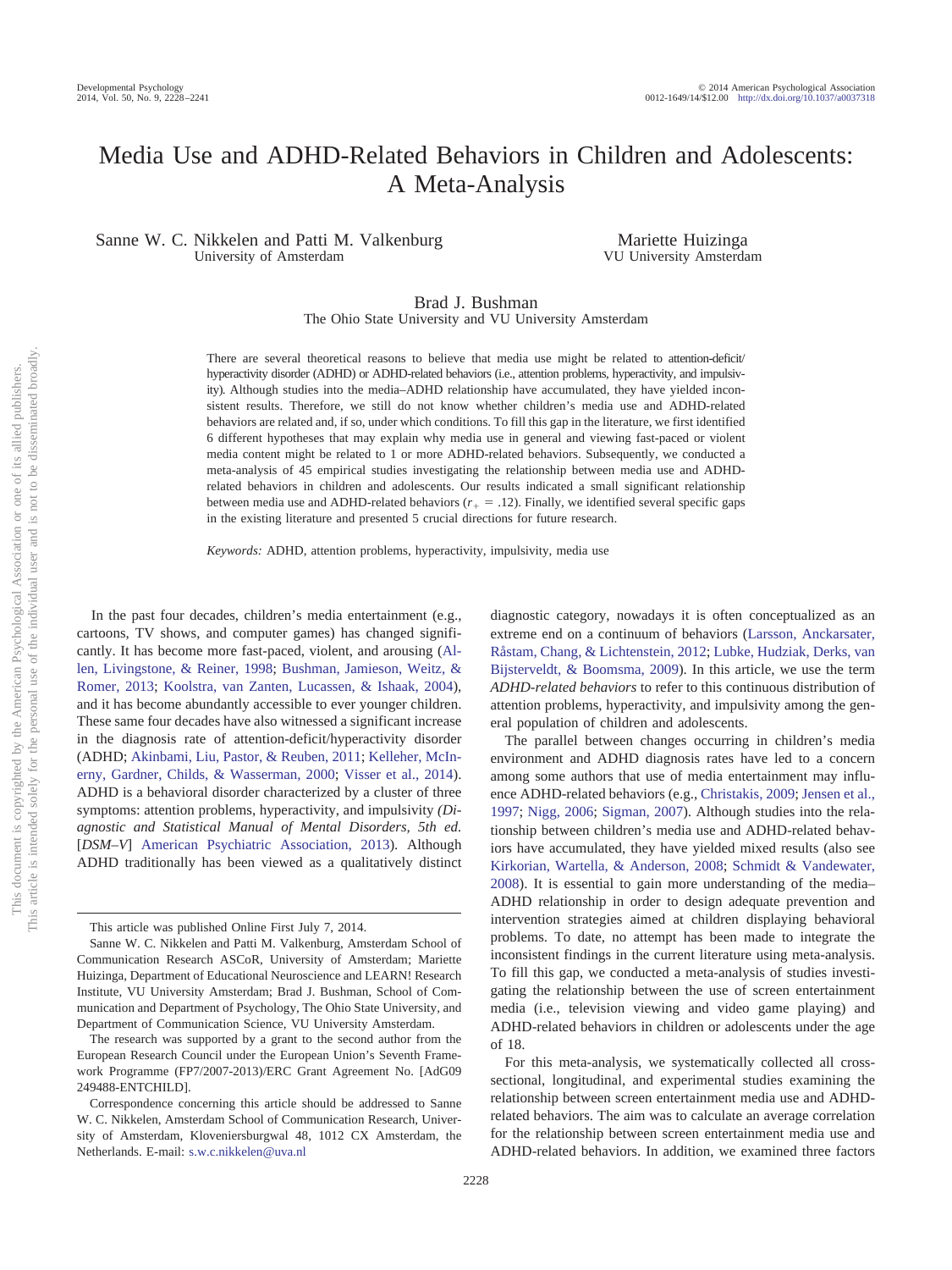# Media Use and ADHD-Related Behaviors in Children and Adolescents: A Meta-Analysis

Sanne W. C. Nikkelen and Patti M. Valkenburg
University of Amsterdam

Mariette Huizinga
VU University Amsterdam

Brad J. Bushman
The Ohio State University and VU University Amsterdam

There are several theoretical reasons to believe that media use might be related to attention-deficit/hyperactivity disorder (ADHD) or ADHD-related behaviors (i.e., attention problems, hyperactivity, and impulsivity). Although studies into the media–ADHD relationship have accumulated, they have yielded inconsistent results. Therefore, we still do not know whether children's media use and ADHD-related behaviors are related and, if so, under which conditions. To fill this gap in the literature, we first identified 6 different hypotheses that may explain why media use in general and viewing fast-paced or violent media content might be related to 1 or more ADHD-related behaviors. Subsequently, we conducted a meta-analysis of 45 empirical studies investigating the relationship between media use and ADHD-related behaviors in children and adolescents. Our results indicated a small significant relationship between media use and ADHD-related behaviors ($r_+ = .12$). Finally, we identified several specific gaps in the existing literature and presented 5 crucial directions for future research.

*Keywords:* ADHD, attention problems, hyperactivity, impulsivity, media use

In the past four decades, children's media entertainment (e.g., cartoons, TV shows, and computer games) has changed significantly. It has become more fast-paced, violent, and arousing (Allen, Livingstone, & Reiner, 1998; Bushman, Jamieson, Weitz, & Romer, 2013; Koolstra, van Zanten, Lucassen, & Ishaak, 2004), and it has become abundantly accessible to ever younger children. These same four decades have also witnessed a significant increase in the diagnosis rate of attention-deficit/hyperactivity disorder (ADHD; Akinbami, Liu, Pastor, & Reuben, 2011; Kelleher, McInerny, Gardner, Childs, & Wasserman, 2000; Visser et al., 2014). ADHD is a behavioral disorder characterized by a cluster of three symptoms: attention problems, hyperactivity, and impulsivity (*Diagnostic and Statistical Manual of Mental Disorders, 5th ed.* [*DSM–V*] American Psychiatric Association, 2013). Although ADHD traditionally has been viewed as a qualitatively distinct diagnostic category, nowadays it is often conceptualized as an extreme end on a continuum of behaviors (Larsson, Anckarsater, Råstam, Chang, & Lichtenstein, 2012; Lubke, Hudziak, Derks, van Bijsterveldt, & Boomsma, 2009). In this article, we use the term *ADHD-related behaviors* to refer to this continuous distribution of attention problems, hyperactivity, and impulsivity among the general population of children and adolescents.

The parallel between changes occurring in children's media environment and ADHD diagnosis rates have led to a concern among some authors that use of media entertainment may influence ADHD-related behaviors (e.g., Christakis, 2009; Jensen et al., 1997; Nigg, 2006; Sigman, 2007). Although studies into the relationship between children's media use and ADHD-related behaviors have accumulated, they have yielded mixed results (also see Kirkorian, Wartella, & Anderson, 2008; Schmidt & Vandewater, 2008). It is essential to gain more understanding of the media–ADHD relationship in order to design adequate prevention and intervention strategies aimed at children displaying behavioral problems. To date, no attempt has been made to integrate the inconsistent findings in the current literature using meta-analysis. To fill this gap, we conducted a meta-analysis of studies investigating the relationship between the use of screen entertainment media (i.e., television viewing and video game playing) and ADHD-related behaviors in children or adolescents under the age of 18.

For this meta-analysis, we systematically collected all cross-sectional, longitudinal, and experimental studies examining the relationship between screen entertainment media use and ADHD-related behaviors. The aim was to calculate an average correlation for the relationship between screen entertainment media use and ADHD-related behaviors. In addition, we examined three factors

---

This article was published Online First July 7, 2014.

Sanne W. C. Nikkelen and Patti M. Valkenburg, Amsterdam School of Communication Research ASCoR, University of Amsterdam; Mariette Huizinga, Department of Educational Neuroscience and LEARN! Research Institute, VU University Amsterdam; Brad J. Bushman, School of Communication and Department of Psychology, The Ohio State University, and Department of Communication Science, VU University Amsterdam.

The research was supported by a grant to the second author from the European Research Council under the European Union's Seventh Framework Programme (FP7/2007-2013)/ERC Grant Agreement No. [AdG09 249488-ENTCHILD].

Correspondence concerning this article should be addressed to Sanne W. C. Nikkelen, Amsterdam School of Communication Research, University of Amsterdam, Kloveniersburgwal 48, 1012 CX Amsterdam, the Netherlands. E-mail: s.w.c.nikkelen@uva.nl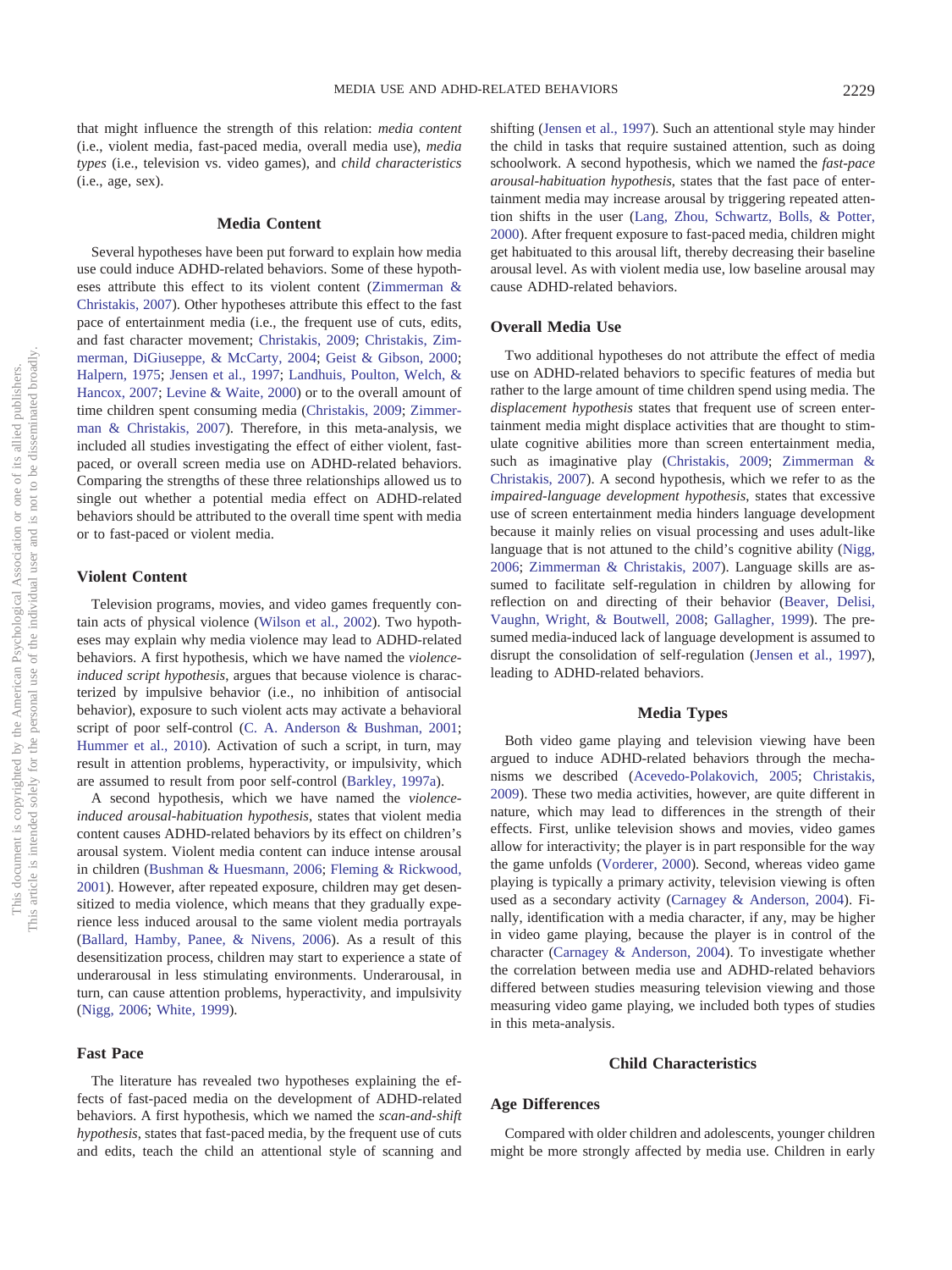that might influence the strength of this relation: *media content* (i.e., violent media, fast-paced media, overall media use), *media types* (i.e., television vs. video games), and *child characteristics* (i.e., age, sex).

## Media Content

Several hypotheses have been put forward to explain how media use could induce ADHD-related behaviors. Some of these hypotheses attribute this effect to its violent content (Zimmerman & Christakis, 2007). Other hypotheses attribute this effect to the fast pace of entertainment media (i.e., the frequent use of cuts, edits, and fast character movement; Christakis, 2009; Christakis, Zimmerman, DiGiuseppe, & McCarty, 2004; Geist & Gibson, 2000; Halpern, 1975; Jensen et al., 1997; Landhuis, Poulton, Welch, & Hancox, 2007; Levine & Waite, 2000) or to the overall amount of time children spent consuming media (Christakis, 2009; Zimmerman & Christakis, 2007). Therefore, in this meta-analysis, we included all studies investigating the effect of either violent, fast-paced, or overall screen media use on ADHD-related behaviors. Comparing the strengths of these three relationships allowed us to single out whether a potential media effect on ADHD-related behaviors should be attributed to the overall time spent with media or to fast-paced or violent media.

### Violent Content

Television programs, movies, and video games frequently contain acts of physical violence (Wilson et al., 2002). Two hypotheses may explain why media violence may lead to ADHD-related behaviors. A first hypothesis, which we have named the *violence-induced script hypothesis*, argues that because violence is characterized by impulsive behavior (i.e., no inhibition of antisocial behavior), exposure to such violent acts may activate a behavioral script of poor self-control (C. A. Anderson & Bushman, 2001; Hummer et al., 2010). Activation of such a script, in turn, may result in attention problems, hyperactivity, or impulsivity, which are assumed to result from poor self-control (Barkley, 1997a).

A second hypothesis, which we have named the *violence-induced arousal-habituation hypothesis*, states that violent media content causes ADHD-related behaviors by its effect on children's arousal system. Violent media content can induce intense arousal in children (Bushman & Huesmann, 2006; Fleming & Rickwood, 2001). However, after repeated exposure, children may get desensitized to media violence, which means that they gradually experience less induced arousal to the same violent media portrayals (Ballard, Hamby, Panee, & Nivens, 2006). As a result of this desensitization process, children may start to experience a state of underarousal in less stimulating environments. Underarousal, in turn, can cause attention problems, hyperactivity, and impulsivity (Nigg, 2006; White, 1999).

### Fast Pace

The literature has revealed two hypotheses explaining the effects of fast-paced media on the development of ADHD-related behaviors. A first hypothesis, which we named the *scan-and-shift hypothesis*, states that fast-paced media, by the frequent use of cuts and edits, teach the child an attentional style of scanning and shifting (Jensen et al., 1997). Such an attentional style may hinder the child in tasks that require sustained attention, such as doing schoolwork. A second hypothesis, which we named the *fast-pace arousal-habituation hypothesis*, states that the fast pace of entertainment media may increase arousal by triggering repeated attention shifts in the user (Lang, Zhou, Schwartz, Bolls, & Potter, 2000). After frequent exposure to fast-paced media, children might get habituated to this arousal lift, thereby decreasing their baseline arousal level. As with violent media use, low baseline arousal may cause ADHD-related behaviors.

### Overall Media Use

Two additional hypotheses do not attribute the effect of media use on ADHD-related behaviors to specific features of media but rather to the large amount of time children spend using media. The *displacement hypothesis* states that frequent use of screen entertainment media might displace activities that are thought to stimulate cognitive abilities more than screen entertainment media, such as imaginative play (Christakis, 2009; Zimmerman & Christakis, 2007). A second hypothesis, which we refer to as the *impaired-language development hypothesis*, states that excessive use of screen entertainment media hinders language development because it mainly relies on visual processing and uses adult-like language that is not attuned to the child's cognitive ability (Nigg, 2006; Zimmerman & Christakis, 2007). Language skills are assumed to facilitate self-regulation in children by allowing for reflection on and directing of their behavior (Beaver, Delisi, Vaughn, Wright, & Boutwell, 2008; Gallagher, 1999). The presumed media-induced lack of language development is assumed to disrupt the consolidation of self-regulation (Jensen et al., 1997), leading to ADHD-related behaviors.

## Media Types

Both video game playing and television viewing have been argued to induce ADHD-related behaviors through the mechanisms we described (Acevedo-Polakovich, 2005; Christakis, 2009). These two media activities, however, are quite different in nature, which may lead to differences in the strength of their effects. First, unlike television shows and movies, video games allow for interactivity; the player is in part responsible for the way the game unfolds (Vorderer, 2000). Second, whereas video game playing is typically a primary activity, television viewing is often used as a secondary activity (Carnagey & Anderson, 2004). Finally, identification with a media character, if any, may be higher in video game playing, because the player is in control of the character (Carnagey & Anderson, 2004). To investigate whether the correlation between media use and ADHD-related behaviors differed between studies measuring television viewing and those measuring video game playing, we included both types of studies in this meta-analysis.

## Child Characteristics

### Age Differences

Compared with older children and adolescents, younger children might be more strongly affected by media use. Children in early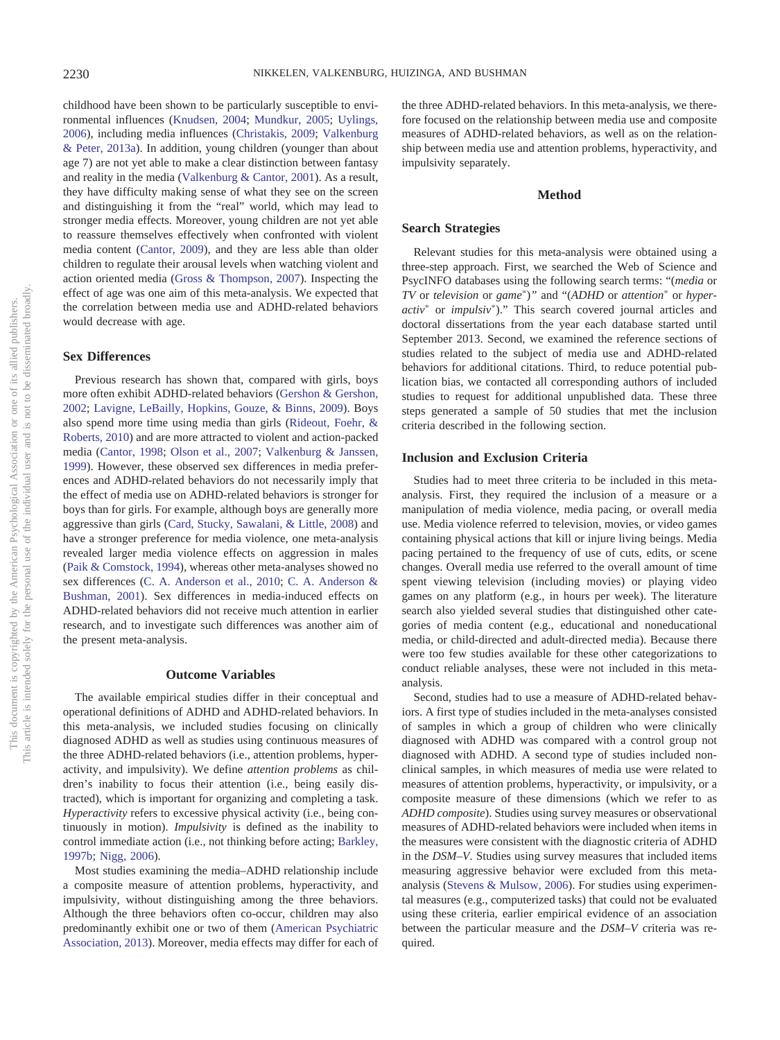childhood have been shown to be particularly susceptible to environmental influences (Knudsen, 2004; Mundkur, 2005; Uylings, 2006), including media influences (Christakis, 2009; Valkenburg & Peter, 2013a). In addition, young children (younger than about age 7) are not yet able to make a clear distinction between fantasy and reality in the media (Valkenburg & Cantor, 2001). As a result, they have difficulty making sense of what they see on the screen and distinguishing it from the "real" world, which may lead to stronger media effects. Moreover, young children are not yet able to reassure themselves effectively when confronted with violent media content (Cantor, 2009), and they are less able than older children to regulate their arousal levels when watching violent and action oriented media (Gross & Thompson, 2007). Inspecting the effect of age was one aim of this meta-analysis. We expected that the correlation between media use and ADHD-related behaviors would decrease with age.

### Sex Differences

Previous research has shown that, compared with girls, boys more often exhibit ADHD-related behaviors (Gershon & Gershon, 2002; Lavigne, LeBailly, Hopkins, Gouze, & Binns, 2009). Boys also spend more time using media than girls (Rideout, Foehr, & Roberts, 2010) and are more attracted to violent and action-packed media (Cantor, 1998; Olson et al., 2007; Valkenburg & Janssen, 1999). However, these observed sex differences in media preferences and ADHD-related behaviors do not necessarily imply that the effect of media use on ADHD-related behaviors is stronger for boys than for girls. For example, although boys are generally more aggressive than girls (Card, Stucky, Sawalani, & Little, 2008) and have a stronger preference for media violence, one meta-analysis revealed larger media violence effects on aggression in males (Paik & Comstock, 1994), whereas other meta-analyses showed no sex differences (C. A. Anderson et al., 2010; C. A. Anderson & Bushman, 2001). Sex differences in media-induced effects on ADHD-related behaviors did not receive much attention in earlier research, and to investigate such differences was another aim of the present meta-analysis.

### Outcome Variables

The available empirical studies differ in their conceptual and operational definitions of ADHD and ADHD-related behaviors. In this meta-analysis, we included studies focusing on clinically diagnosed ADHD as well as studies using continuous measures of the three ADHD-related behaviors (i.e., attention problems, hyperactivity, and impulsivity). We define *attention problems* as children's inability to focus their attention (i.e., being easily distracted), which is important for organizing and completing a task. *Hyperactivity* refers to excessive physical activity (i.e., being continuously in motion). *Impulsivity* is defined as the inability to control immediate action (i.e., not thinking before acting; Barkley, 1997b; Nigg, 2006).

Most studies examining the media–ADHD relationship include a composite measure of attention problems, hyperactivity, and impulsivity, without distinguishing among the three behaviors. Although the three behaviors often co-occur, children may also predominantly exhibit one or two of them (American Psychiatric Association, 2013). Moreover, media effects may differ for each of the three ADHD-related behaviors. In this meta-analysis, we therefore focused on the relationship between media use and composite measures of ADHD-related behaviors, as well as on the relationship between media use and attention problems, hyperactivity, and impulsivity separately.

## Method

### Search Strategies

Relevant studies for this meta-analysis were obtained using a three-step approach. First, we searched the Web of Science and PsycINFO databases using the following search terms: "(*media* or *TV* or *television* or *game*\*)" and "(*ADHD* or *attention*\* or *hyperactiv*\* or *impulsiv*\*)." This search covered journal articles and doctoral dissertations from the year each database started until September 2013. Second, we examined the reference sections of studies related to the subject of media use and ADHD-related behaviors for additional citations. Third, to reduce potential publication bias, we contacted all corresponding authors of included studies to request for additional unpublished data. These three steps generated a sample of 50 studies that met the inclusion criteria described in the following section.

### Inclusion and Exclusion Criteria

Studies had to meet three criteria to be included in this meta-analysis. First, they required the inclusion of a measure or a manipulation of media violence, media pacing, or overall media use. Media violence referred to television, movies, or video games containing physical actions that kill or injure living beings. Media pacing pertained to the frequency of use of cuts, edits, or scene changes. Overall media use referred to the overall amount of time spent viewing television (including movies) or playing video games on any platform (e.g., in hours per week). The literature search also yielded several studies that distinguished other categories of media content (e.g., educational and noneducational media, or child-directed and adult-directed media). Because there were too few studies available for these other categorizations to conduct reliable analyses, these were not included in this meta-analysis.

Second, studies had to use a measure of ADHD-related behaviors. A first type of studies included in the meta-analyses consisted of samples in which a group of children who were clinically diagnosed with ADHD was compared with a control group not diagnosed with ADHD. A second type of studies included nonclinical samples, in which measures of media use were related to measures of attention problems, hyperactivity, or impulsivity, or a composite measure of these dimensions (which we refer to as *ADHD composite*). Studies using survey measures or observational measures of ADHD-related behaviors were included when items in the measures were consistent with the diagnostic criteria of ADHD in the *DSM–V*. Studies using survey measures that included items measuring aggressive behavior were excluded from this meta-analysis (Stevens & Mulsow, 2006). For studies using experimental measures (e.g., computerized tasks) that could not be evaluated using these criteria, earlier empirical evidence of an association between the particular measure and the *DSM–V* criteria was required.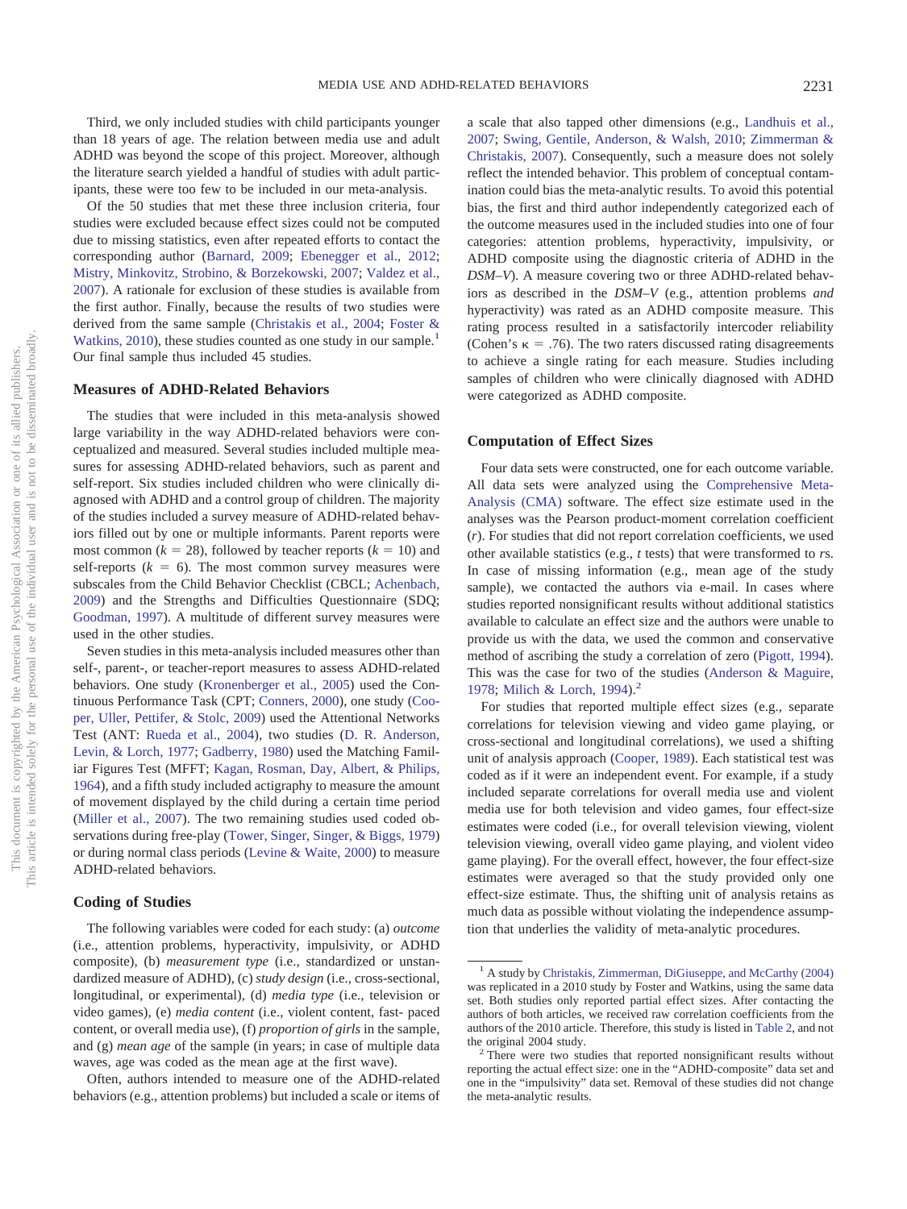Third, we only included studies with child participants younger than 18 years of age. The relation between media use and adult ADHD was beyond the scope of this project. Moreover, although the literature search yielded a handful of studies with adult participants, these were too few to be included in our meta-analysis.

Of the 50 studies that met these three inclusion criteria, four studies were excluded because effect sizes could not be computed due to missing statistics, even after repeated efforts to contact the corresponding author (Barnard, 2009; Ebenegger et al., 2012; Mistry, Minkovitz, Strobino, & Borzekowski, 2007; Valdez et al., 2007). A rationale for exclusion of these studies is available from the first author. Finally, because the results of two studies were derived from the same sample (Christakis et al., 2004; Foster & Watkins, 2010), these studies counted as one study in our sample.[1] Our final sample thus included 45 studies.

## Measures of ADHD-Related Behaviors

The studies that were included in this meta-analysis showed large variability in the way ADHD-related behaviors were conceptualized and measured. Several studies included multiple measures for assessing ADHD-related behaviors, such as parent and self-report. Six studies included children who were clinically diagnosed with ADHD and a control group of children. The majority of the studies included a survey measure of ADHD-related behaviors filled out by one or multiple informants. Parent reports were most common ($k = 28$), followed by teacher reports ($k = 10$) and self-reports ($k = 6$). The most common survey measures were subscales from the Child Behavior Checklist (CBCL; Achenbach, 2009) and the Strengths and Difficulties Questionnaire (SDQ; Goodman, 1997). A multitude of different survey measures were used in the other studies.

Seven studies in this meta-analysis included measures other than self-, parent-, or teacher-report measures to assess ADHD-related behaviors. One study (Kronenberger et al., 2005) used the Continuous Performance Task (CPT; Conners, 2000), one study (Cooper, Uller, Pettifer, & Stolc, 2009) used the Attentional Networks Test (ANT: Rueda et al., 2004), two studies (D. R. Anderson, Levin, & Lorch, 1977; Gadberry, 1980) used the Matching Familiar Figures Test (MFFT; Kagan, Rosman, Day, Albert, & Philips, 1964), and a fifth study included actigraphy to measure the amount of movement displayed by the child during a certain time period (Miller et al., 2007). The two remaining studies used coded observations during free-play (Tower, Singer, Singer, & Biggs, 1979) or during normal class periods (Levine & Waite, 2000) to measure ADHD-related behaviors.

## Coding of Studies

The following variables were coded for each study: (a) *outcome* (i.e., attention problems, hyperactivity, impulsivity, or ADHD composite), (b) *measurement type* (i.e., standardized or unstandardized measure of ADHD), (c) *study design* (i.e., cross-sectional, longitudinal, or experimental), (d) *media type* (i.e., television or video games), (e) *media content* (i.e., violent content, fast- paced content, or overall media use), (f) *proportion of girls* in the sample, and (g) *mean age* of the sample (in years; in case of multiple data waves, age was coded as the mean age at the first wave).

Often, authors intended to measure one of the ADHD-related behaviors (e.g., attention problems) but included a scale or items of a scale that also tapped other dimensions (e.g., Landhuis et al., 2007; Swing, Gentile, Anderson, & Walsh, 2010; Zimmerman & Christakis, 2007). Consequently, such a measure does not solely reflect the intended behavior. This problem of conceptual contamination could bias the meta-analytic results. To avoid this potential bias, the first and third author independently categorized each of the outcome measures used in the included studies into one of four categories: attention problems, hyperactivity, impulsivity, or ADHD composite using the diagnostic criteria of ADHD in the *DSM–V*). A measure covering two or three ADHD-related behaviors as described in the *DSM–V* (e.g., attention problems *and* hyperactivity) was rated as an ADHD composite measure. This rating process resulted in a satisfactorily intercoder reliability (Cohen's $\kappa = .76$). The two raters discussed rating disagreements to achieve a single rating for each measure. Studies including samples of children who were clinically diagnosed with ADHD were categorized as ADHD composite.

## Computation of Effect Sizes

Four data sets were constructed, one for each outcome variable. All data sets were analyzed using the Comprehensive Meta-Analysis (CMA) software. The effect size estimate used in the analyses was the Pearson product-moment correlation coefficient ($r$). For studies that did not report correlation coefficients, we used other available statistics (e.g., $t$ tests) that were transformed to $r$s. In case of missing information (e.g., mean age of the study sample), we contacted the authors via e-mail. In cases where studies reported nonsignificant results without additional statistics available to calculate an effect size and the authors were unable to provide us with the data, we used the common and conservative method of ascribing the study a correlation of zero (Pigott, 1994). This was the case for two of the studies (Anderson & Maguire, 1978; Milich & Lorch, 1994).[2]

For studies that reported multiple effect sizes (e.g., separate correlations for television viewing and video game playing, or cross-sectional and longitudinal correlations), we used a shifting unit of analysis approach (Cooper, 1989). Each statistical test was coded as if it were an independent event. For example, if a study included separate correlations for overall media use and violent media use for both television and video games, four effect-size estimates were coded (i.e., for overall television viewing, violent television viewing, overall video game playing, and violent video game playing). For the overall effect, however, the four effect-size estimates were averaged so that the study provided only one effect-size estimate. Thus, the shifting unit of analysis retains as much data as possible without violating the independence assumption that underlies the validity of meta-analytic procedures.

---

[1] A study by Christakis, Zimmerman, DiGiuseppe, and McCarthy (2004) was replicated in a 2010 study by Foster and Watkins, using the same data set. Both studies only reported partial effect sizes. After contacting the authors of both articles, we received raw correlation coefficients from the authors of the 2010 article. Therefore, this study is listed in Table 2, and not the original 2004 study.

[2] There were two studies that reported nonsignificant results without reporting the actual effect size: one in the "ADHD-composite" data set and one in the "impulsivity" data set. Removal of these studies did not change the meta-analytic results.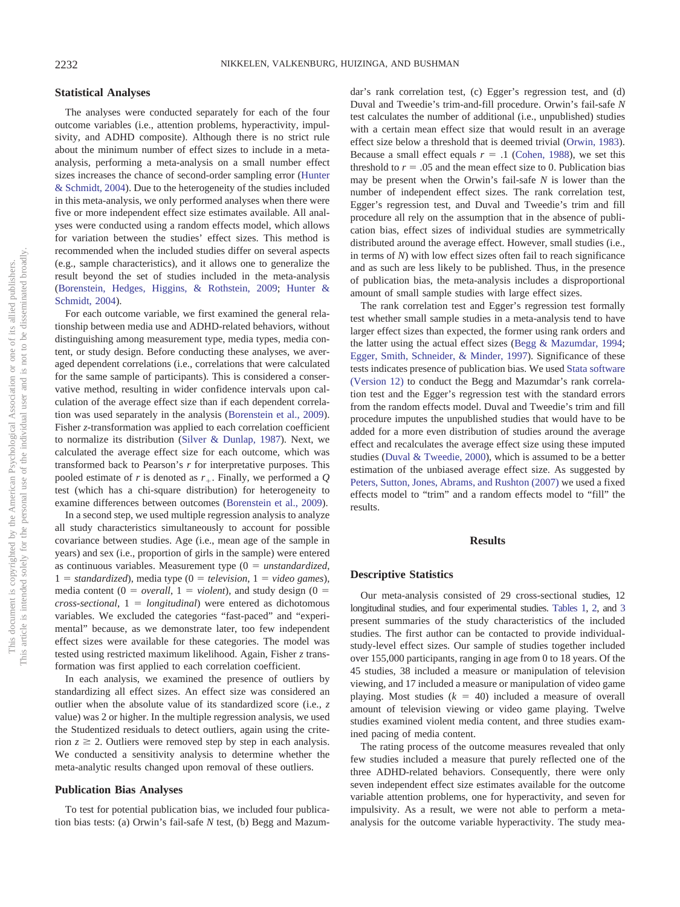## Statistical Analyses

The analyses were conducted separately for each of the four outcome variables (i.e., attention problems, hyperactivity, impulsivity, and ADHD composite). Although there is no strict rule about the minimum number of effect sizes to include in a meta-analysis, performing a meta-analysis on a small number effect sizes increases the chance of second-order sampling error (Hunter & Schmidt, 2004). Due to the heterogeneity of the studies included in this meta-analysis, we only performed analyses when there were five or more independent effect size estimates available. All analyses were conducted using a random effects model, which allows for variation between the studies' effect sizes. This method is recommended when the included studies differ on several aspects (e.g., sample characteristics), and it allows one to generalize the result beyond the set of studies included in the meta-analysis (Borenstein, Hedges, Higgins, & Rothstein, 2009; Hunter & Schmidt, 2004).

For each outcome variable, we first examined the general relationship between media use and ADHD-related behaviors, without distinguishing among measurement type, media types, media content, or study design. Before conducting these analyses, we averaged dependent correlations (i.e., correlations that were calculated for the same sample of participants). This is considered a conservative method, resulting in wider confidence intervals upon calculation of the average effect size than if each dependent correlation was used separately in the analysis (Borenstein et al., 2009). Fisher *z*-transformation was applied to each correlation coefficient to normalize its distribution (Silver & Dunlap, 1987). Next, we calculated the average effect size for each outcome, which was transformed back to Pearson's *r* for interpretative purposes. This pooled estimate of *r* is denoted as $r_+$. Finally, we performed a *Q* test (which has a chi-square distribution) for heterogeneity to examine differences between outcomes (Borenstein et al., 2009).

In a second step, we used multiple regression analysis to analyze all study characteristics simultaneously to account for possible covariance between studies. Age (i.e., mean age of the sample in years) and sex (i.e., proportion of girls in the sample) were entered as continuous variables. Measurement type (0 = *unstandardized*, 1 = *standardized*), media type (0 = *television*, 1 = *video games*), media content (0 = *overall*, 1 = *violent*), and study design (0 = *cross-sectional*, 1 = *longitudinal*) were entered as dichotomous variables. We excluded the categories "fast-paced" and "experimental" because, as we demonstrate later, too few independent effect sizes were available for these categories. The model was tested using restricted maximum likelihood. Again, Fisher *z* transformation was first applied to each correlation coefficient.

In each analysis, we examined the presence of outliers by standardizing all effect sizes. An effect size was considered an outlier when the absolute value of its standardized score (i.e., *z* value) was 2 or higher. In the multiple regression analysis, we used the Studentized residuals to detect outliers, again using the criterion $z \geq 2$. Outliers were removed step by step in each analysis. We conducted a sensitivity analysis to determine whether the meta-analytic results changed upon removal of these outliers.

## Publication Bias Analyses

To test for potential publication bias, we included four publication bias tests: (a) Orwin's fail-safe *N* test, (b) Begg and Mazumdar's rank correlation test, (c) Egger's regression test, and (d) Duval and Tweedie's trim-and-fill procedure. Orwin's fail-safe *N* test calculates the number of additional (i.e., unpublished) studies with a certain mean effect size that would result in an average effect size below a threshold that is deemed trivial (Orwin, 1983). Because a small effect equals *r* = .1 (Cohen, 1988), we set this threshold to *r* = .05 and the mean effect size to 0. Publication bias may be present when the Orwin's fail-safe *N* is lower than the number of independent effect sizes. The rank correlation test, Egger's regression test, and Duval and Tweedie's trim and fill procedure all rely on the assumption that in the absence of publication bias, effect sizes of individual studies are symmetrically distributed around the average effect. However, small studies (i.e., in terms of *N*) with low effect sizes often fail to reach significance and as such are less likely to be published. Thus, in the presence of publication bias, the meta-analysis includes a disproportional amount of small sample studies with large effect sizes.

The rank correlation test and Egger's regression test formally test whether small sample studies in a meta-analysis tend to have larger effect sizes than expected, the former using rank orders and the latter using the actual effect sizes (Begg & Mazumdar, 1994; Egger, Smith, Schneider, & Minder, 1997). Significance of these tests indicates presence of publication bias. We used Stata software (Version 12) to conduct the Begg and Mazumdar's rank correlation test and the Egger's regression test with the standard errors from the random effects model. Duval and Tweedie's trim and fill procedure imputes the unpublished studies that would have to be added for a more even distribution of studies around the average effect and recalculates the average effect size using these imputed studies (Duval & Tweedie, 2000), which is assumed to be a better estimation of the unbiased average effect size. As suggested by Peters, Sutton, Jones, Abrams, and Rushton (2007) we used a fixed effects model to "trim" and a random effects model to "fill" the results.

# Results

## Descriptive Statistics

Our meta-analysis consisted of 29 cross-sectional studies, 12 longitudinal studies, and four experimental studies. Tables 1, 2, and 3 present summaries of the study characteristics of the included studies. The first author can be contacted to provide individual-study-level effect sizes. Our sample of studies together included over 155,000 participants, ranging in age from 0 to 18 years. Of the 45 studies, 38 included a measure or manipulation of television viewing, and 17 included a measure or manipulation of video game playing. Most studies (*k* = 40) included a measure of overall amount of television viewing or video game playing. Twelve studies examined violent media content, and three studies examined pacing of media content.

The rating process of the outcome measures revealed that only few studies included a measure that purely reflected one of the three ADHD-related behaviors. Consequently, there were only seven independent effect size estimates available for the outcome variable attention problems, one for hyperactivity, and seven for impulsivity. As a result, we were not able to perform a meta-analysis for the outcome variable hyperactivity. The study mea-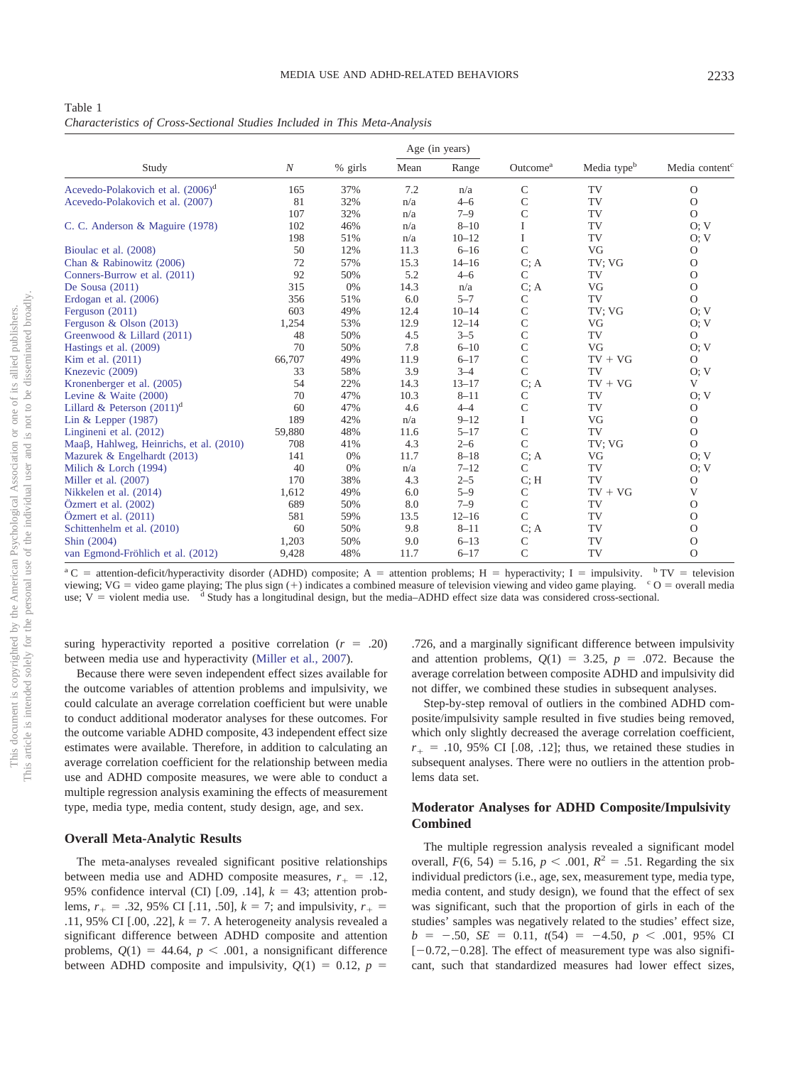Table 1
*Characteristics of Cross-Sectional Studies Included in This Meta-Analysis*

| Study | *N* | % girls | Age (in years) | | Outcome[a] | Media type[b] | Media content[c] |
|---|---|---|---|---|---|---|---|
| | | | Mean | Range | | | |
| Acevedo-Polakovich et al. (2006)[d] | 165 | 37% | 7.2 | n/a | C | TV | O |
| Acevedo-Polakovich et al. (2007) | 81 | 32% | n/a | 4–6 | C | TV | O |
| | 107 | 32% | n/a | 7–9 | C | TV | O |
| C. C. Anderson & Maguire (1978) | 102 | 46% | n/a | 8–10 | I | TV | O; V |
| | 198 | 51% | n/a | 10–12 | I | TV | O; V |
| Bioulac et al. (2008) | 50 | 12% | 11.3 | 6–16 | C | VG | O |
| Chan & Rabinowitz (2006) | 72 | 57% | 15.3 | 14–16 | C; A | TV; VG | O |
| Conners-Burrow et al. (2011) | 92 | 50% | 5.2 | 4–6 | C | TV | O |
| De Sousa (2011) | 315 | 0% | 14.3 | n/a | C; A | VG | O |
| Erdogan et al. (2006) | 356 | 51% | 6.0 | 5–7 | C | TV | O |
| Ferguson (2011) | 603 | 49% | 12.4 | 10–14 | C | TV; VG | O; V |
| Ferguson & Olson (2013) | 1,254 | 53% | 12.9 | 12–14 | C | VG | O; V |
| Greenwood & Lillard (2011) | 48 | 50% | 4.5 | 3–5 | C | TV | O |
| Hastings et al. (2009) | 70 | 50% | 7.8 | 6–10 | C | VG | O; V |
| Kim et al. (2011) | 66,707 | 49% | 11.9 | 6–17 | C | TV + VG | O |
| Knezevic (2009) | 33 | 58% | 3.9 | 3–4 | C | TV | O; V |
| Kronenberger et al. (2005) | 54 | 22% | 14.3 | 13–17 | C; A | TV + VG | V |
| Levine & Waite (2000) | 70 | 47% | 10.3 | 8–11 | C | TV | O; V |
| Lillard & Peterson (2011)[d] | 60 | 47% | 4.6 | 4–4 | C | TV | O |
| Lin & Lepper (1987) | 189 | 42% | n/a | 9–12 | I | VG | O |
| Lingineni et al. (2012) | 59,880 | 48% | 11.6 | 5–17 | C | TV | O |
| Maaβ, Hahlweg, Heinrichs, et al. (2010) | 708 | 41% | 4.3 | 2–6 | C | TV; VG | O |
| Mazurek & Engelhardt (2013) | 141 | 0% | 11.7 | 8–18 | C; A | VG | O; V |
| Milich & Lorch (1994) | 40 | 0% | n/a | 7–12 | C | TV | O; V |
| Miller et al. (2007) | 170 | 38% | 4.3 | 2–5 | C; H | TV | O |
| Nikkelen et al. (2014) | 1,612 | 49% | 6.0 | 5–9 | C | TV + VG | V |
| Özmert et al. (2002) | 689 | 50% | 8.0 | 7–9 | C | TV | O |
| Özmert et al. (2011) | 581 | 59% | 13.5 | 12–16 | C | TV | O |
| Schittenhelm et al. (2010) | 60 | 50% | 9.8 | 8–11 | C; A | TV | O |
| Shin (2004) | 1,203 | 50% | 9.0 | 6–13 | C | TV | O |
| van Egmond-Fröhlich et al. (2012) | 9,428 | 48% | 11.7 | 6–17 | C | TV | O |

[a] C = attention-deficit/hyperactivity disorder (ADHD) composite; A = attention problems; H = hyperactivity; I = impulsivity. [b] TV = television viewing; VG = video game playing; The plus sign (+) indicates a combined measure of television viewing and video game playing. [c] O = overall media use; V = violent media use. [d] Study has a longitudinal design, but the media–ADHD effect size data was considered cross-sectional.

suring hyperactivity reported a positive correlation ($r$ = .20) between media use and hyperactivity (Miller et al., 2007).

Because there were seven independent effect sizes available for the outcome variables of attention problems and impulsivity, we could calculate an average correlation coefficient but were unable to conduct additional moderator analyses for these outcomes. For the outcome variable ADHD composite, 43 independent effect size estimates were available. Therefore, in addition to calculating an average correlation coefficient for the relationship between media use and ADHD composite measures, we were able to conduct a multiple regression analysis examining the effects of measurement type, media type, media content, study design, age, and sex.

### Overall Meta-Analytic Results

The meta-analyses revealed significant positive relationships between media use and ADHD composite measures, $r_+$ = .12, 95% confidence interval (CI) [.09, .14], $k$ = 43; attention problems, $r_+$ = .32, 95% CI [.11, .50], $k$ = 7; and impulsivity, $r_+$ = .11, 95% CI [.00, .22], $k$ = 7. A heterogeneity analysis revealed a significant difference between ADHD composite and attention problems, $Q(1)$ = 44.64, $p < .001$, a nonsignificant difference between ADHD composite and impulsivity, $Q(1)$ = 0.12, $p$ = .726, and a marginally significant difference between impulsivity and attention problems, $Q(1)$ = 3.25, $p$ = .072. Because the average correlation between composite ADHD and impulsivity did not differ, we combined these studies in subsequent analyses.

Step-by-step removal of outliers in the combined ADHD composite/impulsivity sample resulted in five studies being removed, which only slightly decreased the average correlation coefficient, $r_+$ = .10, 95% CI [.08, .12]; thus, we retained these studies in subsequent analyses. There were no outliers in the attention problems data set.

### Moderator Analyses for ADHD Composite/Impulsivity Combined

The multiple regression analysis revealed a significant model overall, $F(6, 54)$ = 5.16, $p < .001$, $R^2$ = .51. Regarding the six individual predictors (i.e., age, sex, measurement type, media type, media content, and study design), we found that the effect of sex was significant, such that the proportion of girls in each of the studies' samples was negatively related to the studies' effect size, $b$ = −.50, $SE$ = 0.11, $t(54)$ = −4.50, $p < .001$, 95% CI [−0.72, −0.28]. The effect of measurement type was also significant, such that standardized measures had lower effect sizes,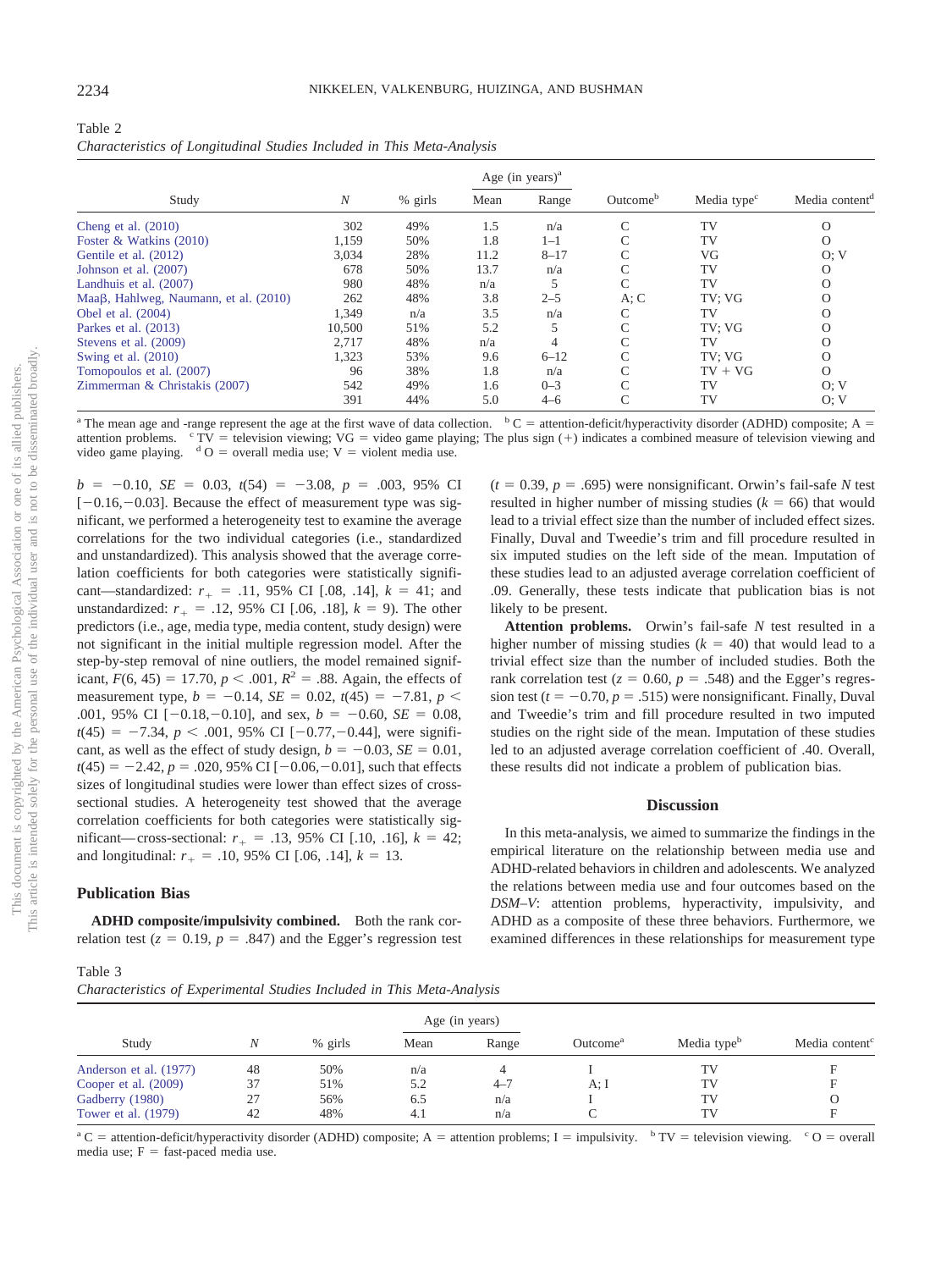Table 2

*Characteristics of Longitudinal Studies Included in This Meta-Analysis*

| Study | $N$ | % girls | Age (in years)[a] | | Outcome[b] | Media type[c] | Media content[d] |
|---|---|---|---|---|---|---|---|
| | | | Mean | Range | | | |
| Cheng et al. (2010) | 302 | 49% | 1.5 | n/a | C | TV | O |
| Foster & Watkins (2010) | 1,159 | 50% | 1.8 | 1–1 | C | TV | O |
| Gentile et al. (2012) | 3,034 | 28% | 11.2 | 8–17 | C | VG | O; V |
| Johnson et al. (2007) | 678 | 50% | 13.7 | n/a | C | TV | O |
| Landhuis et al. (2007) | 980 | 48% | n/a | 5 | C | TV | O |
| Maaβ, Hahlweg, Naumann, et al. (2010) | 262 | 48% | 3.8 | 2–5 | A; C | TV; VG | O |
| Obel et al. (2004) | 1,349 | n/a | 3.5 | n/a | C | TV | O |
| Parkes et al. (2013) | 10,500 | 51% | 5.2 | 5 | C | TV; VG | O |
| Stevens et al. (2009) | 2,717 | 48% | n/a | 4 | C | TV | O |
| Swing et al. (2010) | 1,323 | 53% | 9.6 | 6–12 | C | TV; VG | O |
| Tomopoulos et al. (2007) | 96 | 38% | 1.8 | n/a | C | TV + VG | O |
| Zimmerman & Christakis (2007) | 542 | 49% | 1.6 | 0–3 | C | TV | O; V |
| | 391 | 44% | 5.0 | 4–6 | C | TV | O; V |

[a] The mean age and -range represent the age at the first wave of data collection. [b] C = attention-deficit/hyperactivity disorder (ADHD) composite; A = attention problems. [c] TV = television viewing; VG = video game playing; The plus sign (+) indicates a combined measure of television viewing and video game playing. [d] O = overall media use; V = violent media use.

$b = -0.10$, $SE = 0.03$, $t(54) = -3.08$, $p = .003$, 95% CI [−0.16, −0.03]. Because the effect of measurement type was significant, we performed a heterogeneity test to examine the average correlations for the two individual categories (i.e., standardized and unstandardized). This analysis showed that the average correlation coefficients for both categories were statistically significant—standardized: $r_+ = .11$, 95% CI [.08, .14], $k = 41$; and unstandardized: $r_+ = .12$, 95% CI [.06, .18], $k = 9$). The other predictors (i.e., age, media type, media content, study design) were not significant in the initial multiple regression model. After the step-by-step removal of nine outliers, the model remained significant, $F(6, 45) = 17.70$, $p < .001$, $R^2 = .88$. Again, the effects of measurement type, $b = -0.14$, $SE = 0.02$, $t(45) = -7.81$, $p < .001$, 95% CI [−0.18, −0.10], and sex, $b = -0.60$, $SE = 0.08$, $t(45) = -7.34$, $p < .001$, 95% CI [−0.77, −0.44], were significant, as well as the effect of study design, $b = -0.03$, $SE = 0.01$, $t(45) = -2.42$, $p = .020$, 95% CI [−0.06, −0.01], such that effects sizes of longitudinal studies were lower than effect sizes of cross-sectional studies. A heterogeneity test showed that the average correlation coefficients for both categories were statistically significant—cross-sectional: $r_+ = .13$, 95% CI [.10, .16], $k = 42$; and longitudinal: $r_+ = .10$, 95% CI [.06, .14], $k = 13$.

## Publication Bias

**ADHD composite/impulsivity combined.** Both the rank correlation test ($z = 0.19$, $p = .847$) and the Egger's regression test ($t = 0.39$, $p = .695$) were nonsignificant. Orwin's fail-safe $N$ test resulted in higher number of missing studies ($k = 66$) that would lead to a trivial effect size than the number of included effect sizes. Finally, Duval and Tweedie's trim and fill procedure resulted in six imputed studies on the left side of the mean. Imputation of these studies lead to an adjusted average correlation coefficient of .09. Generally, these tests indicate that publication bias is not likely to be present.

**Attention problems.** Orwin's fail-safe $N$ test resulted in a higher number of missing studies ($k = 40$) that would lead to a trivial effect size than the number of included studies. Both the rank correlation test ($z = 0.60$, $p = .548$) and the Egger's regression test ($t = -0.70$, $p = .515$) were nonsignificant. Finally, Duval and Tweedie's trim and fill procedure resulted in two imputed studies on the right side of the mean. Imputation of these studies led to an adjusted average correlation coefficient of .40. Overall, these results did not indicate a problem of publication bias.

## Discussion

In this meta-analysis, we aimed to summarize the findings in the empirical literature on the relationship between media use and ADHD-related behaviors in children and adolescents. We analyzed the relations between media use and four outcomes based on the *DSM–V*: attention problems, hyperactivity, impulsivity, and ADHD as a composite of these three behaviors. Furthermore, we examined differences in these relationships for measurement type

Table 3

*Characteristics of Experimental Studies Included in This Meta-Analysis*

| Study | $N$ | % girls | Age (in years) | | Outcome[a] | Media type[b] | Media content[c] |
|---|---|---|---|---|---|---|---|
| | | | Mean | Range | | | |
| Anderson et al. (1977) | 48 | 50% | n/a | 4 | I | TV | F |
| Cooper et al. (2009) | 37 | 51% | 5.2 | 4–7 | A; I | TV | F |
| Gadberry (1980) | 27 | 56% | 6.5 | n/a | I | TV | O |
| Tower et al. (1979) | 42 | 48% | 4.1 | n/a | C | TV | F |

[a] C = attention-deficit/hyperactivity disorder (ADHD) composite; A = attention problems; I = impulsivity. [b] TV = television viewing. [c] O = overall media use; F = fast-paced media use.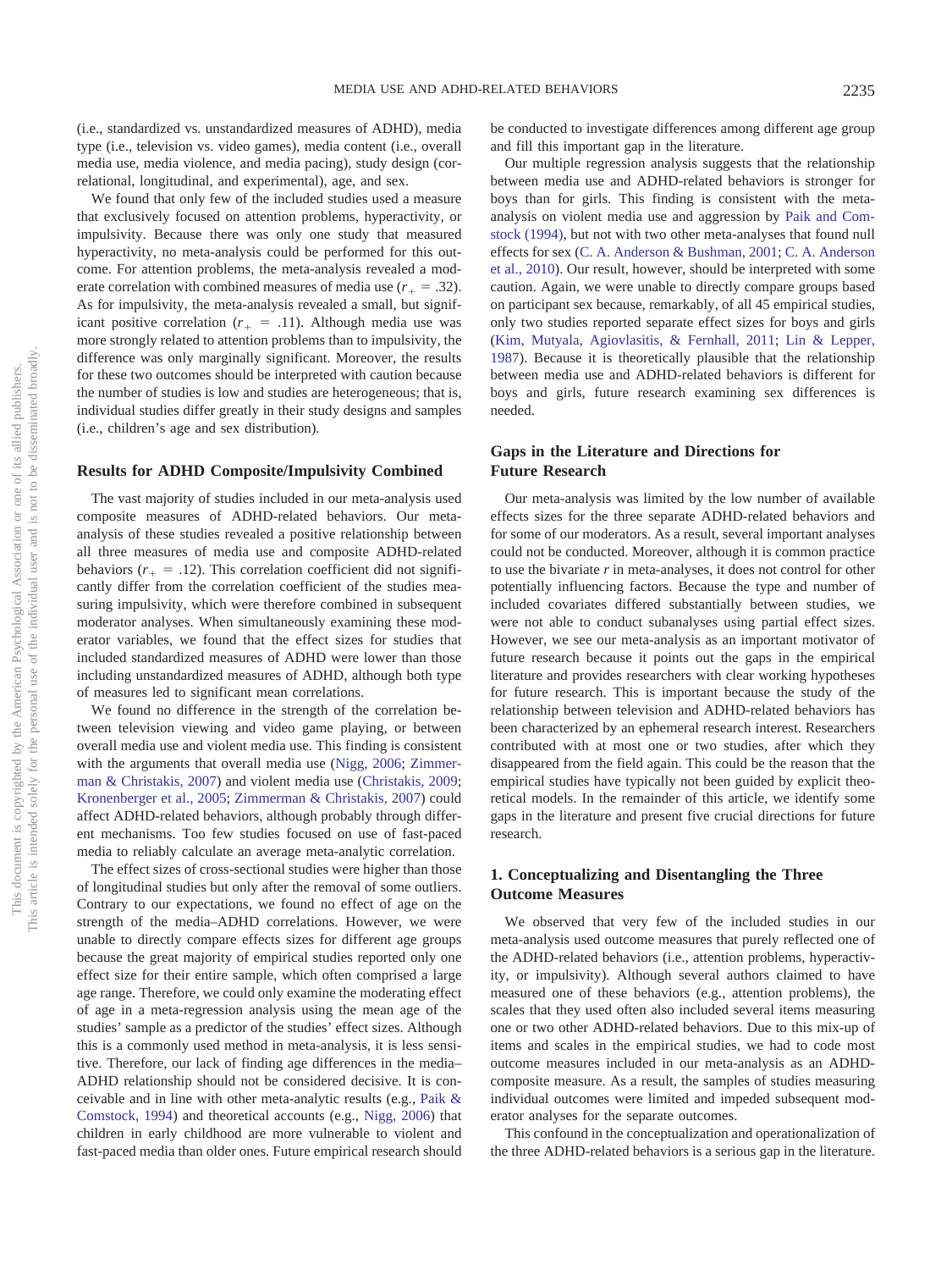(i.e., standardized vs. unstandardized measures of ADHD), media type (i.e., television vs. video games), media content (i.e., overall media use, media violence, and media pacing), study design (correlational, longitudinal, and experimental), age, and sex.

We found that only few of the included studies used a measure that exclusively focused on attention problems, hyperactivity, or impulsivity. Because there was only one study that measured hyperactivity, no meta-analysis could be performed for this outcome. For attention problems, the meta-analysis revealed a moderate correlation with combined measures of media use ($r_+ = .32$). As for impulsivity, the meta-analysis revealed a small, but significant positive correlation ($r_+ = .11$). Although media use was more strongly related to attention problems than to impulsivity, the difference was only marginally significant. Moreover, the results for these two outcomes should be interpreted with caution because the number of studies is low and studies are heterogeneous; that is, individual studies differ greatly in their study designs and samples (i.e., children's age and sex distribution).

### Results for ADHD Composite/Impulsivity Combined

The vast majority of studies included in our meta-analysis used composite measures of ADHD-related behaviors. Our meta-analysis of these studies revealed a positive relationship between all three measures of media use and composite ADHD-related behaviors ($r_+ = .12$). This correlation coefficient did not significantly differ from the correlation coefficient of the studies measuring impulsivity, which were therefore combined in subsequent moderator analyses. When simultaneously examining these moderator variables, we found that the effect sizes for studies that included standardized measures of ADHD were lower than those including unstandardized measures of ADHD, although both type of measures led to significant mean correlations.

We found no difference in the strength of the correlation between television viewing and video game playing, or between overall media use and violent media use. This finding is consistent with the arguments that overall media use (Nigg, 2006; Zimmerman & Christakis, 2007) and violent media use (Christakis, 2009; Kronenberger et al., 2005; Zimmerman & Christakis, 2007) could affect ADHD-related behaviors, although probably through different mechanisms. Too few studies focused on use of fast-paced media to reliably calculate an average meta-analytic correlation.

The effect sizes of cross-sectional studies were higher than those of longitudinal studies but only after the removal of some outliers. Contrary to our expectations, we found no effect of age on the strength of the media–ADHD correlations. However, we were unable to directly compare effects sizes for different age groups because the great majority of empirical studies reported only one effect size for their entire sample, which often comprised a large age range. Therefore, we could only examine the moderating effect of age in a meta-regression analysis using the mean age of the studies' sample as a predictor of the studies' effect sizes. Although this is a commonly used method in meta-analysis, it is less sensitive. Therefore, our lack of finding age differences in the media–ADHD relationship should not be considered decisive. It is conceivable and in line with other meta-analytic results (e.g., Paik & Comstock, 1994) and theoretical accounts (e.g., Nigg, 2006) that children in early childhood are more vulnerable to violent and fast-paced media than older ones. Future empirical research should be conducted to investigate differences among different age group and fill this important gap in the literature.

Our multiple regression analysis suggests that the relationship between media use and ADHD-related behaviors is stronger for boys than for girls. This finding is consistent with the meta-analysis on violent media use and aggression by Paik and Comstock (1994), but not with two other meta-analyses that found null effects for sex (C. A. Anderson & Bushman, 2001; C. A. Anderson et al., 2010). Our result, however, should be interpreted with some caution. Again, we were unable to directly compare groups based on participant sex because, remarkably, of all 45 empirical studies, only two studies reported separate effect sizes for boys and girls (Kim, Mutyala, Agiovlasitis, & Fernhall, 2011; Lin & Lepper, 1987). Because it is theoretically plausible that the relationship between media use and ADHD-related behaviors is different for boys and girls, future research examining sex differences is needed.

### Gaps in the Literature and Directions for Future Research

Our meta-analysis was limited by the low number of available effects sizes for the three separate ADHD-related behaviors and for some of our moderators. As a result, several important analyses could not be conducted. Moreover, although it is common practice to use the bivariate *r* in meta-analyses, it does not control for other potentially influencing factors. Because the type and number of included covariates differed substantially between studies, we were not able to conduct subanalyses using partial effect sizes. However, we see our meta-analysis as an important motivator of future research because it points out the gaps in the empirical literature and provides researchers with clear working hypotheses for future research. This is important because the study of the relationship between television and ADHD-related behaviors has been characterized by an ephemeral research interest. Researchers contributed with at most one or two studies, after which they disappeared from the field again. This could be the reason that the empirical studies have typically not been guided by explicit theoretical models. In the remainder of this article, we identify some gaps in the literature and present five crucial directions for future research.

### 1. Conceptualizing and Disentangling the Three Outcome Measures

We observed that very few of the included studies in our meta-analysis used outcome measures that purely reflected one of the ADHD-related behaviors (i.e., attention problems, hyperactivity, or impulsivity). Although several authors claimed to have measured one of these behaviors (e.g., attention problems), the scales that they used often also included several items measuring one or two other ADHD-related behaviors. Due to this mix-up of items and scales in the empirical studies, we had to code most outcome measures included in our meta-analysis as an ADHD-composite measure. As a result, the samples of studies measuring individual outcomes were limited and impeded subsequent moderator analyses for the separate outcomes.

This confound in the conceptualization and operationalization of the three ADHD-related behaviors is a serious gap in the literature.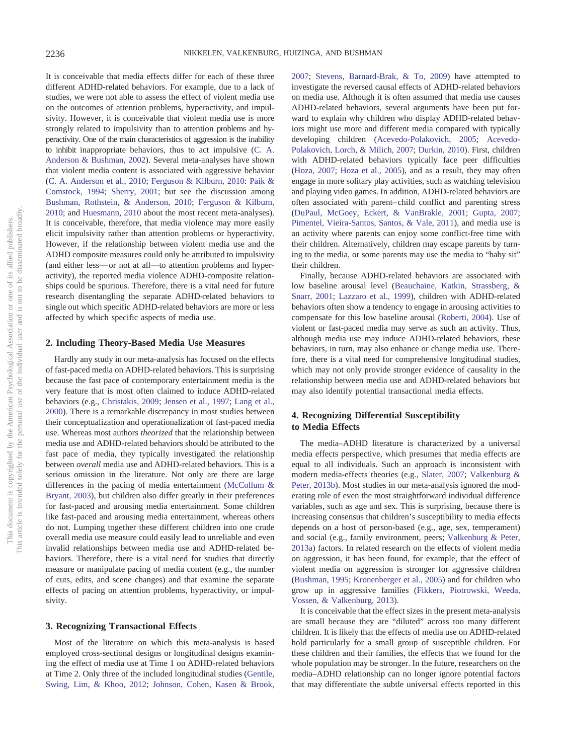It is conceivable that media effects differ for each of these three different ADHD-related behaviors. For example, due to a lack of studies, we were not able to assess the effect of violent media use on the outcomes of attention problems, hyperactivity, and impulsivity. However, it is conceivable that violent media use is more strongly related to impulsivity than to attention problems and hyperactivity. One of the main characteristics of aggression is the inability to inhibit inappropriate behaviors, thus to act impulsive (C. A. Anderson & Bushman, 2002). Several meta-analyses have shown that violent media content is associated with aggressive behavior (C. A. Anderson et al., 2010; Ferguson & Kilburn, 2010: Paik & Comstock, 1994; Sherry, 2001; but see the discussion among Bushman, Rothstein, & Anderson, 2010; Ferguson & Kilburn, 2010; and Huesmann, 2010 about the most recent meta-analyses). It is conceivable, therefore, that media violence may more easily elicit impulsivity rather than attention problems or hyperactivity. However, if the relationship between violent media use and the ADHD composite measures could only be attributed to impulsivity (and either less—or not at all—to attention problems and hyperactivity), the reported media violence ADHD-composite relationships could be spurious. Therefore, there is a vital need for future research disentangling the separate ADHD-related behaviors to single out which specific ADHD-related behaviors are more or less affected by which specific aspects of media use.

## 2. Including Theory-Based Media Use Measures

Hardly any study in our meta-analysis has focused on the effects of fast-paced media on ADHD-related behaviors. This is surprising because the fast pace of contemporary entertainment media is the very feature that is most often claimed to induce ADHD-related behaviors (e.g., Christakis, 2009; Jensen et al., 1997; Lang et al., 2000). There is a remarkable discrepancy in most studies between their conceptualization and operationalization of fast-paced media use. Whereas most authors *theorized* that the relationship between media use and ADHD-related behaviors should be attributed to the fast pace of media, they typically investigated the relationship between *overall* media use and ADHD-related behaviors. This is a serious omission in the literature. Not only are there are large differences in the pacing of media entertainment (McCollum & Bryant, 2003), but children also differ greatly in their preferences for fast-paced and arousing media entertainment. Some children like fast-paced and arousing media entertainment, whereas others do not. Lumping together these different children into one crude overall media use measure could easily lead to unreliable and even invalid relationships between media use and ADHD-related behaviors. Therefore, there is a vital need for studies that directly measure or manipulate pacing of media content (e.g., the number of cuts, edits, and scene changes) and that examine the separate effects of pacing on attention problems, hyperactivity, or impulsivity.

## 3. Recognizing Transactional Effects

Most of the literature on which this meta-analysis is based employed cross-sectional designs or longitudinal designs examining the effect of media use at Time 1 on ADHD-related behaviors at Time 2. Only three of the included longitudinal studies (Gentile, Swing, Lim, & Khoo, 2012; Johnson, Cohen, Kasen & Brook, 2007; Stevens, Barnard-Brak, & To, 2009) have attempted to investigate the reversed causal effects of ADHD-related behaviors on media use. Although it is often assumed that media use causes ADHD-related behaviors, several arguments have been put forward to explain why children who display ADHD-related behaviors might use more and different media compared with typically developing children (Acevedo-Polakovich, 2005; Acevedo-Polakovich, Lorch, & Milich, 2007; Durkin, 2010). First, children with ADHD-related behaviors typically face peer difficulties (Hoza, 2007; Hoza et al., 2005), and as a result, they may often engage in more solitary play activities, such as watching television and playing video games. In addition, ADHD-related behaviors are often associated with parent–child conflict and parenting stress (DuPaul, McGoey, Eckert, & VanBrakle, 2001; Gupta, 2007; Pimentel, Vieira-Santos, Santos, & Vale, 2011), and media use is an activity where parents can enjoy some conflict-free time with their children. Alternatively, children may escape parents by turning to the media, or some parents may use the media to "baby sit" their children.

Finally, because ADHD-related behaviors are associated with low baseline arousal level (Beauchaine, Katkin, Strassberg, & Snarr, 2001; Lazzaro et al., 1999), children with ADHD-related behaviors often show a tendency to engage in arousing activities to compensate for this low baseline arousal (Roberti, 2004). Use of violent or fast-paced media may serve as such an activity. Thus, although media use may induce ADHD-related behaviors, these behaviors, in turn, may also enhance or change media use. Therefore, there is a vital need for comprehensive longitudinal studies, which may not only provide stronger evidence of causality in the relationship between media use and ADHD-related behaviors but may also identify potential transactional media effects.

## 4. Recognizing Differential Susceptibility to Media Effects

The media–ADHD literature is characterized by a universal media effects perspective, which presumes that media effects are equal to all individuals. Such an approach is inconsistent with modern media-effects theories (e.g., Slater, 2007; Valkenburg & Peter, 2013b). Most studies in our meta-analysis ignored the moderating role of even the most straightforward individual difference variables, such as age and sex. This is surprising, because there is increasing consensus that children's susceptibility to media effects depends on a host of person-based (e.g., age, sex, temperament) and social (e.g., family environment, peers; Valkenburg & Peter, 2013a) factors. In related research on the effects of violent media on aggression, it has been found, for example, that the effect of violent media on aggression is stronger for aggressive children (Bushman, 1995; Kronenberger et al., 2005) and for children who grow up in aggressive families (Fikkers, Piotrowski, Weeda, Vossen, & Valkenburg, 2013).

It is conceivable that the effect sizes in the present meta-analysis are small because they are "diluted" across too many different children. It is likely that the effects of media use on ADHD-related hold particularly for a small group of susceptible children. For these children and their families, the effects that we found for the whole population may be stronger. In the future, researchers on the media–ADHD relationship can no longer ignore potential factors that may differentiate the subtle universal effects reported in this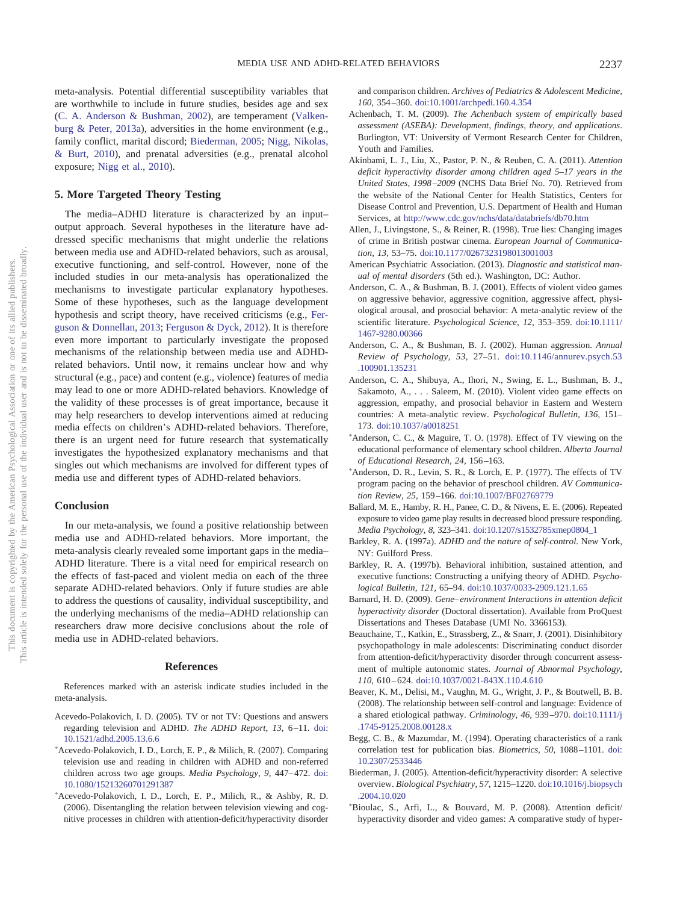meta-analysis. Potential differential susceptibility variables that are worthwhile to include in future studies, besides age and sex (C. A. Anderson & Bushman, 2002), are temperament (Valkenburg & Peter, 2013a), adversities in the home environment (e.g., family conflict, marital discord; Biederman, 2005; Nigg, Nikolas, & Burt, 2010), and prenatal adversities (e.g., prenatal alcohol exposure; Nigg et al., 2010).

### 5. More Targeted Theory Testing

The media–ADHD literature is characterized by an input–output approach. Several hypotheses in the literature have addressed specific mechanisms that might underlie the relations between media use and ADHD-related behaviors, such as arousal, executive functioning, and self-control. However, none of the included studies in our meta-analysis has operationalized the mechanisms to investigate particular explanatory hypotheses. Some of these hypotheses, such as the language development hypothesis and script theory, have received criticisms (e.g., Ferguson & Donnellan, 2013; Ferguson & Dyck, 2012). It is therefore even more important to particularly investigate the proposed mechanisms of the relationship between media use and ADHD-related behaviors. Until now, it remains unclear how and why structural (e.g., pace) and content (e.g., violence) features of media may lead to one or more ADHD-related behaviors. Knowledge of the validity of these processes is of great importance, because it may help researchers to develop interventions aimed at reducing media effects on children's ADHD-related behaviors. Therefore, there is an urgent need for future research that systematically investigates the hypothesized explanatory mechanisms and that singles out which mechanisms are involved for different types of media use and different types of ADHD-related behaviors.

## Conclusion

In our meta-analysis, we found a positive relationship between media use and ADHD-related behaviors. More important, the meta-analysis clearly revealed some important gaps in the media–ADHD literature. There is a vital need for empirical research on the effects of fast-paced and violent media on each of the three separate ADHD-related behaviors. Only if future studies are able to address the questions of causality, individual susceptibility, and the underlying mechanisms of the media–ADHD relationship can researchers draw more decisive conclusions about the role of media use in ADHD-related behaviors.

## References

References marked with an asterisk indicate studies included in the meta-analysis.

Acevedo-Polakovich, I. D. (2005). TV or not TV: Questions and answers regarding television and ADHD. *The ADHD Report, 13,* 6–11. doi:10.1521/adhd.2005.13.6.6

*Acevedo-Polakovich, I. D., Lorch, E. P., & Milich, R. (2007). Comparing television use and reading in children with ADHD and non-referred children across two age groups. *Media Psychology, 9,* 447–472. doi:10.1080/15213260701291387

*Acevedo-Polakovich, I. D., Lorch, E. P., Milich, R., & Ashby, R. D. (2006). Disentangling the relation between television viewing and cognitive processes in children with attention-deficit/hyperactivity disorder and comparison children. *Archives of Pediatrics & Adolescent Medicine, 160,* 354–360. doi:10.1001/archpedi.160.4.354

Achenbach, T. M. (2009). *The Achenbach system of empirically based assessment (ASEBA): Development, findings, theory, and applications*. Burlington, VT: University of Vermont Research Center for Children, Youth and Families.

Akinbami, L. J., Liu, X., Pastor, P. N., & Reuben, C. A. (2011). *Attention deficit hyperactivity disorder among children aged 5–17 years in the United States, 1998–2009* (NCHS Data Brief No. 70). Retrieved from the website of the National Center for Health Statistics, Centers for Disease Control and Prevention, U.S. Department of Health and Human Services, at http://www.cdc.gov/nchs/data/databriefs/db70.htm

Allen, J., Livingstone, S., & Reiner, R. (1998). True lies: Changing images of crime in British postwar cinema. *European Journal of Communication, 13,* 53–75. doi:10.1177/0267323198013001003

American Psychiatric Association. (2013). *Diagnostic and statistical manual of mental disorders* (5th ed.). Washington, DC: Author.

Anderson, C. A., & Bushman, B. J. (2001). Effects of violent video games on aggressive behavior, aggressive cognition, aggressive affect, physiological arousal, and prosocial behavior: A meta-analytic review of the scientific literature. *Psychological Science, 12,* 353–359. doi:10.1111/1467-9280.00366

Anderson, C. A., & Bushman, B. J. (2002). Human aggression. *Annual Review of Psychology, 53,* 27–51. doi:10.1146/annurev.psych.53.100901.135231

Anderson, C. A., Shibuya, A., Ihori, N., Swing, E. L., Bushman, B. J., Sakamoto, A., . . . Saleem, M. (2010). Violent video game effects on aggression, empathy, and prosocial behavior in Eastern and Western countries: A meta-analytic review. *Psychological Bulletin, 136,* 151–173. doi:10.1037/a0018251

*Anderson, C. C., & Maguire, T. O. (1978). Effect of TV viewing on the educational performance of elementary school children. *Alberta Journal of Educational Research, 24,* 156–163.

*Anderson, D. R., Levin, S. R., & Lorch, E. P. (1977). The effects of TV program pacing on the behavior of preschool children. *AV Communication Review, 25,* 159–166. doi:10.1007/BF02769779

Ballard, M. E., Hamby, R. H., Panee, C. D., & Nivens, E. E. (2006). Repeated exposure to video game play results in decreased blood pressure responding. *Media Psychology, 8,* 323–341. doi:10.1207/s1532785xmep0804_1

Barkley, R. A. (1997a). *ADHD and the nature of self-control.* New York, NY: Guilford Press.

Barkley, R. A. (1997b). Behavioral inhibition, sustained attention, and executive functions: Constructing a unifying theory of ADHD. *Psychological Bulletin, 121,* 65–94. doi:10.1037/0033-2909.121.1.65

Barnard, H. D. (2009). *Gene–environment Interactions in attention deficit hyperactivity disorder* (Doctoral dissertation). Available from ProQuest Dissertations and Theses Database (UMI No. 3366153).

Beauchaine, T., Katkin, E., Strassberg, Z., & Snarr, J. (2001). Disinhibitory psychopathology in male adolescents: Discriminating conduct disorder from attention-deficit/hyperactivity disorder through concurrent assessment of multiple autonomic states. *Journal of Abnormal Psychology, 110,* 610–624. doi:10.1037/0021-843X.110.4.610

Beaver, K. M., Delisi, M., Vaughn, M. G., Wright, J. P., & Boutwell, B. B. (2008). The relationship between self-control and language: Evidence of a shared etiological pathway. *Criminology, 46,* 939–970. doi:10.1111/j.1745-9125.2008.00128.x

Begg, C. B., & Mazumdar, M. (1994). Operating characteristics of a rank correlation test for publication bias. *Biometrics, 50,* 1088–1101. doi:10.2307/2533446

Biederman, J. (2005). Attention-deficit/hyperactivity disorder: A selective overview. *Biological Psychiatry, 57,* 1215–1220. doi:10.1016/j.biopsych.2004.10.020

*Bioulac, S., Arfi, L., & Bouvard, M. P. (2008). Attention deficit/hyperactivity disorder and video games: A comparative study of hyper-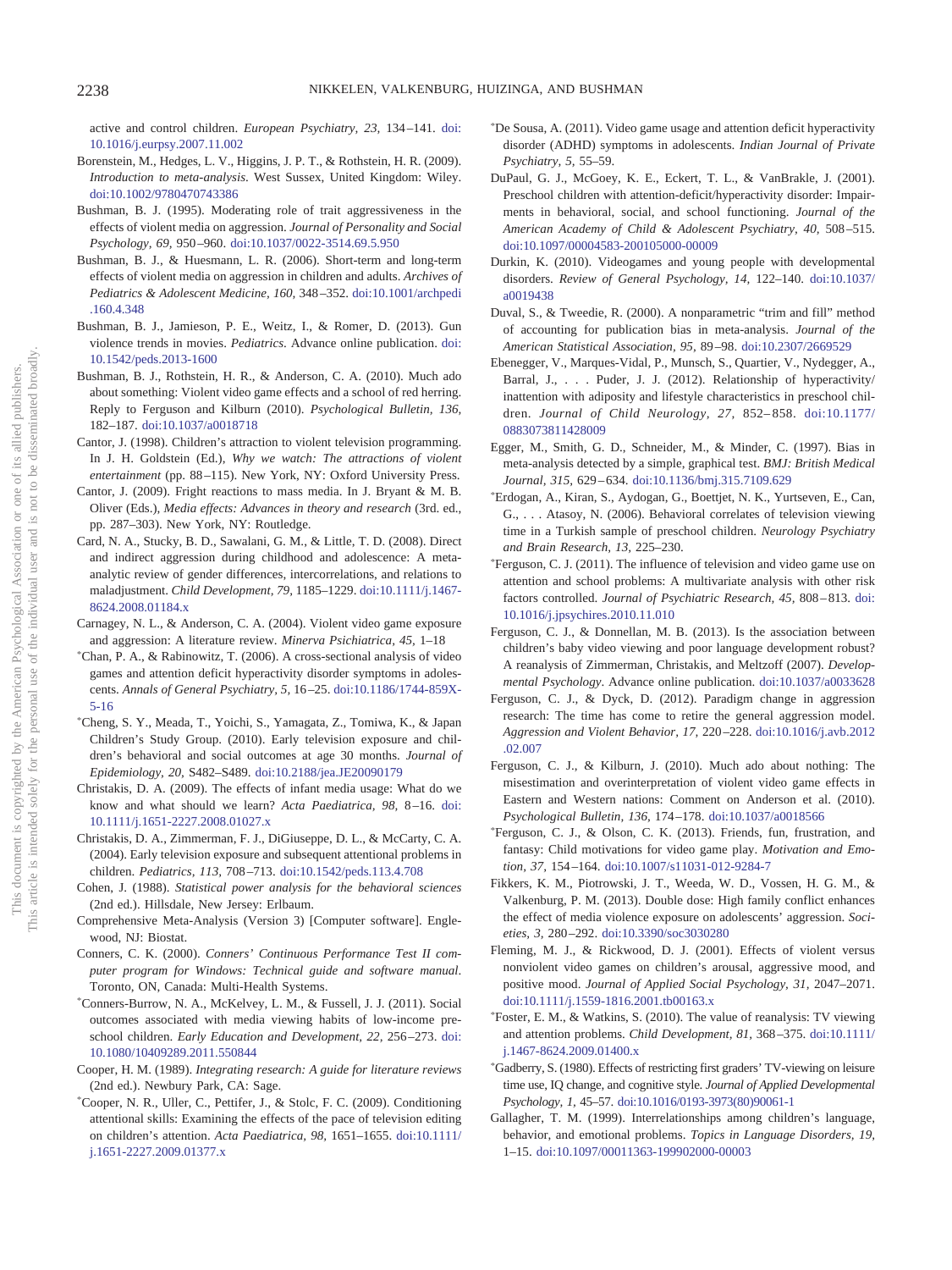active and control children. *European Psychiatry, 23,* 134–141. doi:10.1016/j.eurpsy.2007.11.002

Borenstein, M., Hedges, L. V., Higgins, J. P. T., & Rothstein, H. R. (2009). *Introduction to meta-analysis*. West Sussex, United Kingdom: Wiley. doi:10.1002/9780470743386

Bushman, B. J. (1995). Moderating role of trait aggressiveness in the effects of violent media on aggression. *Journal of Personality and Social Psychology, 69,* 950–960. doi:10.1037/0022-3514.69.5.950

Bushman, B. J., & Huesmann, L. R. (2006). Short-term and long-term effects of violent media on aggression in children and adults. *Archives of Pediatrics & Adolescent Medicine, 160,* 348–352. doi:10.1001/archpedi.160.4.348

Bushman, B. J., Jamieson, P. E., Weitz, I., & Romer, D. (2013). Gun violence trends in movies. *Pediatrics*. Advance online publication. doi:10.1542/peds.2013-1600

Bushman, B. J., Rothstein, H. R., & Anderson, C. A. (2010). Much ado about something: Violent video game effects and a school of red herring. Reply to Ferguson and Kilburn (2010). *Psychological Bulletin, 136,* 182–187. doi:10.1037/a0018718

Cantor, J. (1998). Children's attraction to violent television programming. In J. H. Goldstein (Ed.), *Why we watch: The attractions of violent entertainment* (pp. 88–115). New York, NY: Oxford University Press.

Cantor, J. (2009). Fright reactions to mass media. In J. Bryant & M. B. Oliver (Eds.), *Media effects: Advances in theory and research* (3rd. ed., pp. 287–303). New York, NY: Routledge.

Card, N. A., Stucky, B. D., Sawalani, G. M., & Little, T. D. (2008). Direct and indirect aggression during childhood and adolescence: A meta-analytic review of gender differences, intercorrelations, and relations to maladjustment. *Child Development, 79,* 1185–1229. doi:10.1111/j.1467-8624.2008.01184.x

Carnagey, N. L., & Anderson, C. A. (2004). Violent video game exposure and aggression: A literature review. *Minerva Psichiatrica, 45,* 1–18

*Chan, P. A., & Rabinowitz, T. (2006). A cross-sectional analysis of video games and attention deficit hyperactivity disorder symptoms in adolescents. *Annals of General Psychiatry, 5,* 16–25. doi:10.1186/1744-859X-5-16

*Cheng, S. Y., Meada, T., Yoichi, S., Yamagata, Z., Tomiwa, K., & Japan Children's Study Group. (2010). Early television exposure and children's behavioral and social outcomes at age 30 months. *Journal of Epidemiology, 20,* S482–S489. doi:10.2188/jea.JE20090179

Christakis, D. A. (2009). The effects of infant media usage: What do we know and what should we learn? *Acta Paediatrica, 98,* 8–16. doi:10.1111/j.1651-2227.2008.01027.x

Christakis, D. A., Zimmerman, F. J., DiGiuseppe, D. L., & McCarty, C. A. (2004). Early television exposure and subsequent attentional problems in children. *Pediatrics, 113,* 708–713. doi:10.1542/peds.113.4.708

Cohen, J. (1988). *Statistical power analysis for the behavioral sciences* (2nd ed.). Hillsdale, New Jersey: Erlbaum.

Comprehensive Meta-Analysis (Version 3) [Computer software]. Englewood, NJ: Biostat.

Conners, C. K. (2000). *Conners' Continuous Performance Test II computer program for Windows: Technical guide and software manual*. Toronto, ON, Canada: Multi-Health Systems.

*Conners-Burrow, N. A., McKelvey, L. M., & Fussell, J. J. (2011). Social outcomes associated with media viewing habits of low-income preschool children. *Early Education and Development, 22,* 256–273. doi:10.1080/10409289.2011.550844

Cooper, H. M. (1989). *Integrating research: A guide for literature reviews* (2nd ed.). Newbury Park, CA: Sage.

*Cooper, N. R., Uller, C., Pettifer, J., & Stolc, F. C. (2009). Conditioning attentional skills: Examining the effects of the pace of television editing on children's attention. *Acta Paediatrica, 98,* 1651–1655. doi:10.1111/j.1651-2227.2009.01377.x

*De Sousa, A. (2011). Video game usage and attention deficit hyperactivity disorder (ADHD) symptoms in adolescents. *Indian Journal of Private Psychiatry, 5,* 55–59.

DuPaul, G. J., McGoey, K. E., Eckert, T. L., & VanBrakle, J. (2001). Preschool children with attention-deficit/hyperactivity disorder: Impairments in behavioral, social, and school functioning. *Journal of the American Academy of Child & Adolescent Psychiatry, 40,* 508–515. doi:10.1097/00004583-200105000-00009

Durkin, K. (2010). Videogames and young people with developmental disorders. *Review of General Psychology, 14,* 122–140. doi:10.1037/a0019438

Duval, S., & Tweedie, R. (2000). A nonparametric "trim and fill" method of accounting for publication bias in meta-analysis. *Journal of the American Statistical Association, 95,* 89–98. doi:10.2307/2669529

Ebenegger, V., Marques-Vidal, P., Munsch, S., Quartier, V., Nydegger, A., Barral, J., . . . Puder, J. J. (2012). Relationship of hyperactivity/inattention with adiposity and lifestyle characteristics in preschool children. *Journal of Child Neurology, 27,* 852–858. doi:10.1177/0883073811428009

Egger, M., Smith, G. D., Schneider, M., & Minder, C. (1997). Bias in meta-analysis detected by a simple, graphical test. *BMJ: British Medical Journal, 315,* 629–634. doi:10.1136/bmj.315.7109.629

*Erdogan, A., Kiran, S., Aydogan, G., Boettjet, N. K., Yurtseven, E., Can, G., . . . Atasoy, N. (2006). Behavioral correlates of television viewing time in a Turkish sample of preschool children. *Neurology Psychiatry and Brain Research, 13,* 225–230.

*Ferguson, C. J. (2011). The influence of television and video game use on attention and school problems: A multivariate analysis with other risk factors controlled. *Journal of Psychiatric Research, 45,* 808–813. doi:10.1016/j.jpsychires.2010.11.010

Ferguson, C. J., & Donnellan, M. B. (2013). Is the association between children's baby video viewing and poor language development robust? A reanalysis of Zimmerman, Christakis, and Meltzoff (2007). *Developmental Psychology*. Advance online publication. doi:10.1037/a0033628

Ferguson, C. J., & Dyck, D. (2012). Paradigm change in aggression research: The time has come to retire the general aggression model. *Aggression and Violent Behavior, 17,* 220–228. doi:10.1016/j.avb.2012.02.007

Ferguson, C. J., & Kilburn, J. (2010). Much ado about nothing: The misestimation and overinterpretation of violent video game effects in Eastern and Western nations: Comment on Anderson et al. (2010). *Psychological Bulletin, 136,* 174–178. doi:10.1037/a0018566

*Ferguson, C. J., & Olson, C. K. (2013). Friends, fun, frustration, and fantasy: Child motivations for video game play. *Motivation and Emotion, 37,* 154–164. doi:10.1007/s11031-012-9284-7

Fikkers, K. M., Piotrowski, J. T., Weeda, W. D., Vossen, H. G. M., & Valkenburg, P. M. (2013). Double dose: High family conflict enhances the effect of media violence exposure on adolescents' aggression. *Societies, 3,* 280–292. doi:10.3390/soc3030280

Fleming, M. J., & Rickwood, D. J. (2001). Effects of violent versus nonviolent video games on children's arousal, aggressive mood, and positive mood. *Journal of Applied Social Psychology, 31,* 2047–2071. doi:10.1111/j.1559-1816.2001.tb00163.x

*Foster, E. M., & Watkins, S. (2010). The value of reanalysis: TV viewing and attention problems. *Child Development, 81,* 368–375. doi:10.1111/j.1467-8624.2009.01400.x

*Gadberry, S. (1980). Effects of restricting first graders' TV-viewing on leisure time use, IQ change, and cognitive style. *Journal of Applied Developmental Psychology, 1,* 45–57. doi:10.1016/0193-3973(80)90061-1

Gallagher, T. M. (1999). Interrelationships among children's language, behavior, and emotional problems. *Topics in Language Disorders, 19,* 1–15. doi:10.1097/00011363-199902000-00003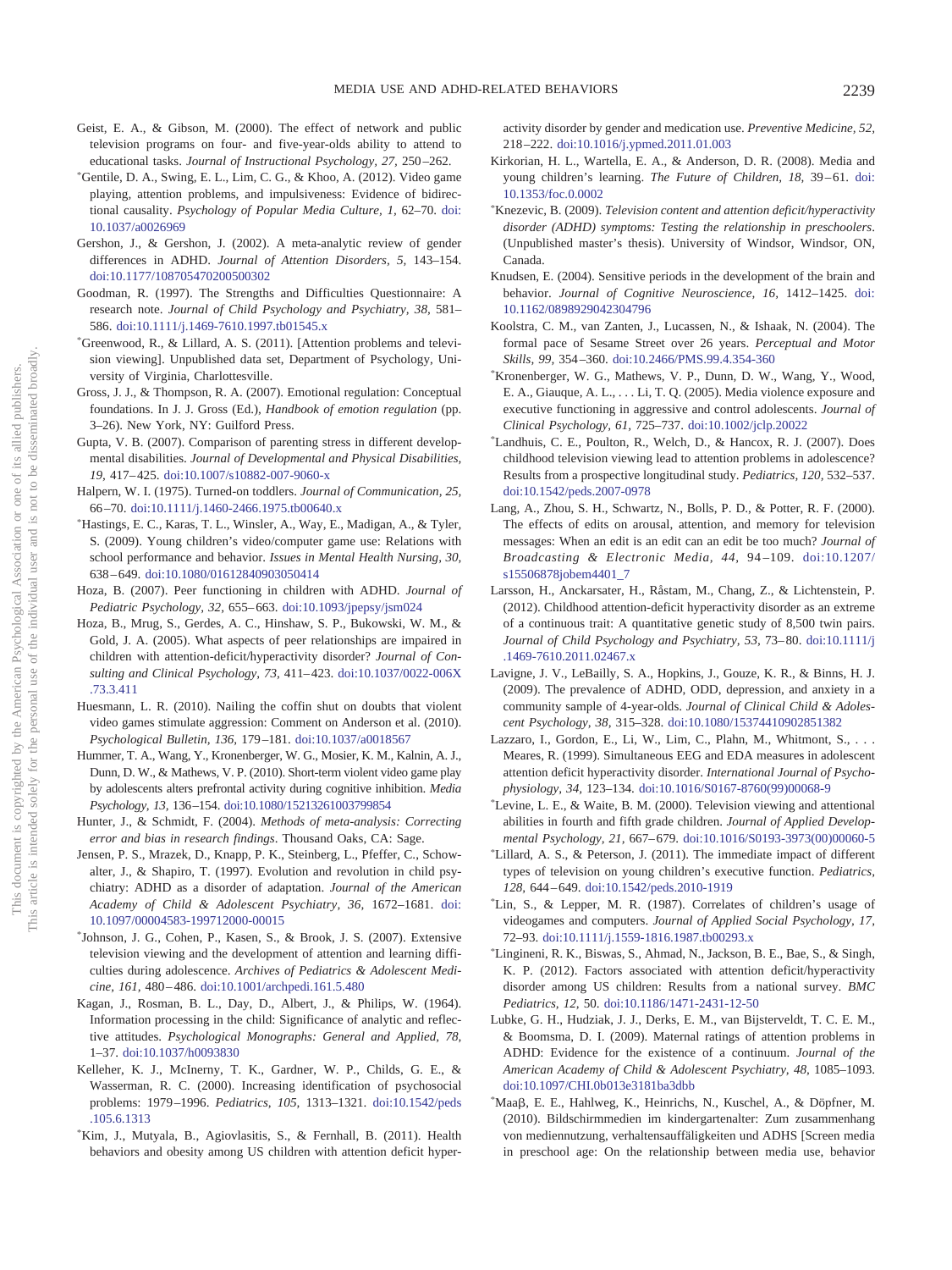Geist, E. A., & Gibson, M. (2000). The effect of network and public television programs on four- and five-year-olds ability to attend to educational tasks. *Journal of Instructional Psychology, 27,* 250–262.

*Gentile, D. A., Swing, E. L., Lim, C. G., & Khoo, A. (2012). Video game playing, attention problems, and impulsiveness: Evidence of bidirectional causality. *Psychology of Popular Media Culture, 1,* 62–70. doi:10.1037/a0026969

Gershon, J., & Gershon, J. (2002). A meta-analytic review of gender differences in ADHD. *Journal of Attention Disorders, 5,* 143–154. doi:10.1177/108705470200500302

Goodman, R. (1997). The Strengths and Difficulties Questionnaire: A research note. *Journal of Child Psychology and Psychiatry, 38,* 581–586. doi:10.1111/j.1469-7610.1997.tb01545.x

*Greenwood, R., & Lillard, A. S. (2011). [Attention problems and television viewing]. Unpublished data set, Department of Psychology, University of Virginia, Charlottesville.

Gross, J. J., & Thompson, R. A. (2007). Emotional regulation: Conceptual foundations. In J. J. Gross (Ed.), *Handbook of emotion regulation* (pp. 3–26). New York, NY: Guilford Press.

Gupta, V. B. (2007). Comparison of parenting stress in different developmental disabilities. *Journal of Developmental and Physical Disabilities, 19,* 417–425. doi:10.1007/s10882-007-9060-x

Halpern, W. I. (1975). Turned-on toddlers. *Journal of Communication, 25,* 66–70. doi:10.1111/j.1460-2466.1975.tb00640.x

*Hastings, E. C., Karas, T. L., Winsler, A., Way, E., Madigan, A., & Tyler, S. (2009). Young children's video/computer game use: Relations with school performance and behavior. *Issues in Mental Health Nursing, 30,* 638–649. doi:10.1080/01612840903050414

Hoza, B. (2007). Peer functioning in children with ADHD. *Journal of Pediatric Psychology, 32,* 655–663. doi:10.1093/jpepsy/jsm024

Hoza, B., Mrug, S., Gerdes, A. C., Hinshaw, S. P., Bukowski, W. M., & Gold, J. A. (2005). What aspects of peer relationships are impaired in children with attention-deficit/hyperactivity disorder? *Journal of Consulting and Clinical Psychology, 73,* 411–423. doi:10.1037/0022-006X.73.3.411

Huesmann, L. R. (2010). Nailing the coffin shut on doubts that violent video games stimulate aggression: Comment on Anderson et al. (2010). *Psychological Bulletin, 136,* 179–181. doi:10.1037/a0018567

Hummer, T. A., Wang, Y., Kronenberger, W. G., Mosier, K. M., Kalnin, A. J., Dunn, D. W., & Mathews, V. P. (2010). Short-term violent video game play by adolescents alters prefrontal activity during cognitive inhibition. *Media Psychology, 13,* 136–154. doi:10.1080/15213261003799854

Hunter, J., & Schmidt, F. (2004). *Methods of meta-analysis: Correcting error and bias in research findings*. Thousand Oaks, CA: Sage.

Jensen, P. S., Mrazek, D., Knapp, P. K., Steinberg, L., Pfeffer, C., Schowalter, J., & Shapiro, T. (1997). Evolution and revolution in child psychiatry: ADHD as a disorder of adaptation. *Journal of the American Academy of Child & Adolescent Psychiatry, 36,* 1672–1681. doi:10.1097/00004583-199712000-00015

*Johnson, J. G., Cohen, P., Kasen, S., & Brook, J. S. (2007). Extensive television viewing and the development of attention and learning difficulties during adolescence. *Archives of Pediatrics & Adolescent Medicine, 161,* 480–486. doi:10.1001/archpedi.161.5.480

Kagan, J., Rosman, B. L., Day, D., Albert, J., & Philips, W. (1964). Information processing in the child: Significance of analytic and reflective attitudes. *Psychological Monographs: General and Applied, 78,* 1–37. doi:10.1037/h0093830

Kelleher, K. J., McInerny, T. K., Gardner, W. P., Childs, G. E., & Wasserman, R. C. (2000). Increasing identification of psychosocial problems: 1979–1996. *Pediatrics, 105,* 1313–1321. doi:10.1542/peds.105.6.1313

*Kim, J., Mutyala, B., Agiovlasitis, S., & Fernhall, B. (2011). Health behaviors and obesity among US children with attention deficit hyperactivity disorder by gender and medication use. *Preventive Medicine, 52,* 218–222. doi:10.1016/j.ypmed.2011.01.003

Kirkorian, H. L., Wartella, E. A., & Anderson, D. R. (2008). Media and young children's learning. *The Future of Children, 18,* 39–61. doi:10.1353/foc.0.0002

*Knezevic, B. (2009). *Television content and attention deficit/hyperactivity disorder (ADHD) symptoms: Testing the relationship in preschoolers*. (Unpublished master's thesis). University of Windsor, Windsor, ON, Canada.

Knudsen, E. (2004). Sensitive periods in the development of the brain and behavior. *Journal of Cognitive Neuroscience, 16,* 1412–1425. doi:10.1162/0898929042304796

Koolstra, C. M., van Zanten, J., Lucassen, N., & Ishaak, N. (2004). The formal pace of Sesame Street over 26 years. *Perceptual and Motor Skills, 99,* 354–360. doi:10.2466/PMS.99.4.354-360

*Kronenberger, W. G., Mathews, V. P., Dunn, D. W., Wang, Y., Wood, E. A., Giauque, A. L., . . . Li, T. Q. (2005). Media violence exposure and executive functioning in aggressive and control adolescents. *Journal of Clinical Psychology, 61,* 725–737. doi:10.1002/jclp.20022

*Landhuis, C. E., Poulton, R., Welch, D., & Hancox, R. J. (2007). Does childhood television viewing lead to attention problems in adolescence? Results from a prospective longitudinal study. *Pediatrics, 120,* 532–537. doi:10.1542/peds.2007-0978

Lang, A., Zhou, S. H., Schwartz, N., Bolls, P. D., & Potter, R. F. (2000). The effects of edits on arousal, attention, and memory for television messages: When an edit is an edit can an edit be too much? *Journal of Broadcasting & Electronic Media, 44,* 94–109. doi:10.1207/s15506878jobem4401_7

Larsson, H., Anckarsater, H., Råstam, M., Chang, Z., & Lichtenstein, P. (2012). Childhood attention-deficit hyperactivity disorder as an extreme of a continuous trait: A quantitative genetic study of 8,500 twin pairs. *Journal of Child Psychology and Psychiatry, 53,* 73–80. doi:10.1111/j.1469-7610.2011.02467.x

Lavigne, J. V., LeBailly, S. A., Hopkins, J., Gouze, K. R., & Binns, H. J. (2009). The prevalence of ADHD, ODD, depression, and anxiety in a community sample of 4-year-olds. *Journal of Clinical Child & Adolescent Psychology, 38,* 315–328. doi:10.1080/15374410902851382

Lazzaro, I., Gordon, E., Li, W., Lim, C., Plahn, M., Whitmont, S., . . . Meares, R. (1999). Simultaneous EEG and EDA measures in adolescent attention deficit hyperactivity disorder. *International Journal of Psychophysiology, 34,* 123–134. doi:10.1016/S0167-8760(99)00068-9

*Levine, L. E., & Waite, B. M. (2000). Television viewing and attentional abilities in fourth and fifth grade children. *Journal of Applied Developmental Psychology, 21,* 667–679. doi:10.1016/S0193-3973(00)00060-5

*Lillard, A. S., & Peterson, J. (2011). The immediate impact of different types of television on young children's executive function. *Pediatrics, 128,* 644–649. doi:10.1542/peds.2010-1919

*Lin, S., & Lepper, M. R. (1987). Correlates of children's usage of videogames and computers. *Journal of Applied Social Psychology, 17,* 72–93. doi:10.1111/j.1559-1816.1987.tb00293.x

*Lingineni, R. K., Biswas, S., Ahmad, N., Jackson, B. E., Bae, S., & Singh, K. P. (2012). Factors associated with attention deficit/hyperactivity disorder among US children: Results from a national survey. *BMC Pediatrics, 12,* 50. doi:10.1186/1471-2431-12-50

Lubke, G. H., Hudziak, J. J., Derks, E. M., van Bijsterveldt, T. C. E. M., & Boomsma, D. I. (2009). Maternal ratings of attention problems in ADHD: Evidence for the existence of a continuum. *Journal of the American Academy of Child & Adolescent Psychiatry, 48,* 1085–1093. doi:10.1097/CHI.0b013e3181ba3dbb

*Maaβ, E. E., Hahlweg, K., Heinrichs, N., Kuschel, A., & Döpfner, M. (2010). Bildschirmmedien im kindergartenalter: Zum zusammenhang von mediennutzung, verhaltensauffäligkeiten und ADHS [Screen media in preschool age: On the relationship between media use, behavior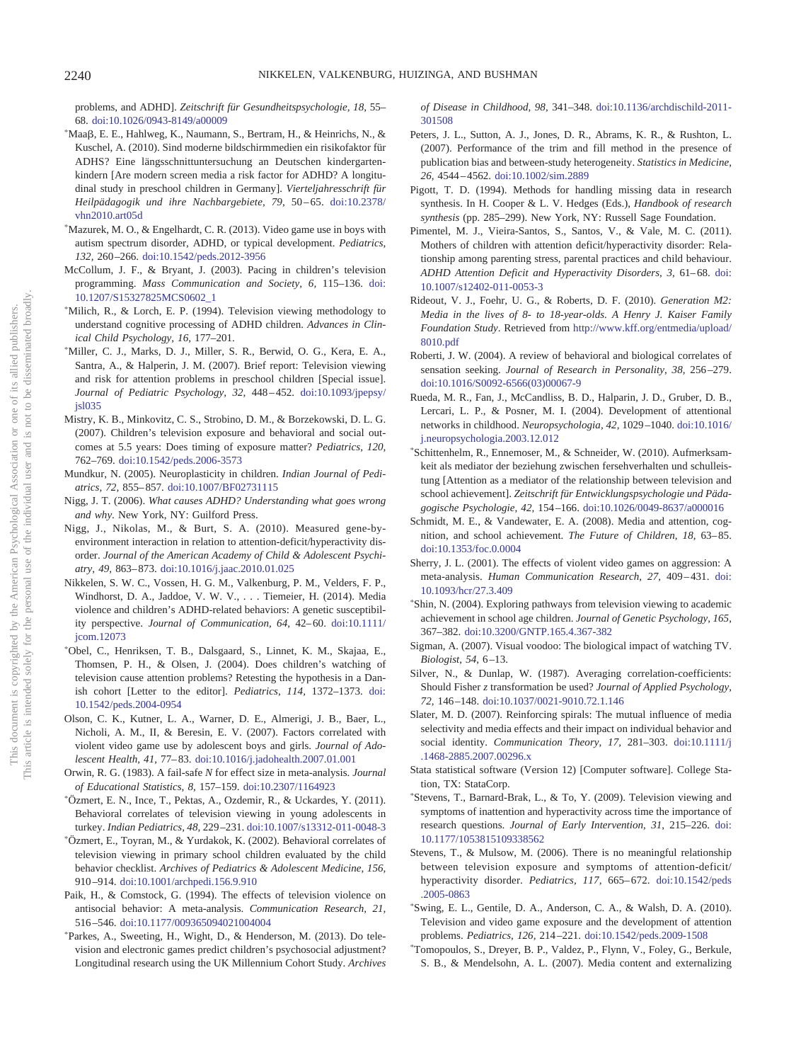problems, and ADHD]. *Zeitschrift für Gesundheitspsychologie, 18,* 55–68. doi:10.1026/0943-8149/a00009

*Maaβ, E. E., Hahlweg, K., Naumann, S., Bertram, H., & Heinrichs, N., & Kuschel, A. (2010). Sind moderne bildschirmmedien ein risikofaktor für ADHS? Eine längsschnittuntersuchung an Deutschen kindergartenkindern [Are modern screen media a risk factor for ADHD? A longitudinal study in preschool children in Germany]. *Vierteljahresschrift für Heilpädagogik und ihre Nachbargebiete, 79,* 50–65. doi:10.2378/vhn2010.art05d

*Mazurek, M. O., & Engelhardt, C. R. (2013). Video game use in boys with autism spectrum disorder, ADHD, or typical development. *Pediatrics, 132,* 260–266. doi:10.1542/peds.2012-3956

McCollum, J. F., & Bryant, J. (2003). Pacing in children's television programming. *Mass Communication and Society, 6,* 115–136. doi:10.1207/S15327825MCS0602_1

*Milich, R., & Lorch, E. P. (1994). Television viewing methodology to understand cognitive processing of ADHD children. *Advances in Clinical Child Psychology, 16,* 177–201.

*Miller, C. J., Marks, D. J., Miller, S. R., Berwid, O. G., Kera, E. A., Santra, A., & Halperin, J. M. (2007). Brief report: Television viewing and risk for attention problems in preschool children [Special issue]. *Journal of Pediatric Psychology, 32,* 448–452. doi:10.1093/jpepsy/jsl035

Mistry, K. B., Minkovitz, C. S., Strobino, D. M., & Borzekowski, D. L. G. (2007). Children's television exposure and behavioral and social outcomes at 5.5 years: Does timing of exposure matter? *Pediatrics, 120,* 762–769. doi:10.1542/peds.2006-3573

Mundkur, N. (2005). Neuroplasticity in children. *Indian Journal of Pediatrics, 72,* 855–857. doi:10.1007/BF02731115

Nigg, J. T. (2006). *What causes ADHD? Understanding what goes wrong and why.* New York, NY: Guilford Press.

Nigg, J., Nikolas, M., & Burt, S. A. (2010). Measured gene-by-environment interaction in relation to attention-deficit/hyperactivity disorder. *Journal of the American Academy of Child & Adolescent Psychiatry, 49,* 863–873. doi:10.1016/j.jaac.2010.01.025

Nikkelen, S. W. C., Vossen, H. G. M., Valkenburg, P. M., Velders, F. P., Windhorst, D. A., Jaddoe, V. W. V., . . . Tiemeier, H. (2014). Media violence and children's ADHD-related behaviors: A genetic susceptibility perspective. *Journal of Communication, 64,* 42–60. doi:10.1111/jcom.12073

*Obel, C., Henriksen, T. B., Dalsgaard, S., Linnet, K. M., Skajaa, E., Thomsen, P. H., & Olsen, J. (2004). Does children's watching of television cause attention problems? Retesting the hypothesis in a Danish cohort [Letter to the editor]. *Pediatrics, 114,* 1372–1373. doi:10.1542/peds.2004-0954

Olson, C. K., Kutner, L. A., Warner, D. E., Almerigi, J. B., Baer, L., Nicholi, A. M., II, & Beresin, E. V. (2007). Factors correlated with violent video game use by adolescent boys and girls. *Journal of Adolescent Health, 41,* 77–83. doi:10.1016/j.jadohealth.2007.01.001

Orwin, R. G. (1983). A fail-safe *N* for effect size in meta-analysis. *Journal of Educational Statistics, 8,* 157–159. doi:10.2307/1164923

*Özmert, E. N., Ince, T., Pektas, A., Ozdemir, R., & Uckardes, Y. (2011). Behavioral correlates of television viewing in young adolescents in turkey. *Indian Pediatrics, 48,* 229–231. doi:10.1007/s13312-011-0048-3

*Özmert, E., Toyran, M., & Yurdakok, K. (2002). Behavioral correlates of television viewing in primary school children evaluated by the child behavior checklist. *Archives of Pediatrics & Adolescent Medicine, 156,* 910–914. doi:10.1001/archpedi.156.9.910

Paik, H., & Comstock, G. (1994). The effects of television violence on antisocial behavior: A meta-analysis. *Communication Research, 21,* 516–546. doi:10.1177/009365094021004004

*Parkes, A., Sweeting, H., Wight, D., & Henderson, M. (2013). Do television and electronic games predict children's psychosocial adjustment? Longitudinal research using the UK Millennium Cohort Study. *Archives of Disease in Childhood, 98,* 341–348. doi:10.1136/archdischild-2011-301508

Peters, J. L., Sutton, A. J., Jones, D. R., Abrams, K. R., & Rushton, L. (2007). Performance of the trim and fill method in the presence of publication bias and between-study heterogeneity. *Statistics in Medicine, 26,* 4544–4562. doi:10.1002/sim.2889

Pigott, T. D. (1994). Methods for handling missing data in research synthesis. In H. Cooper & L. V. Hedges (Eds.), *Handbook of research synthesis* (pp. 285–299). New York, NY: Russell Sage Foundation.

Pimentel, M. J., Vieira-Santos, S., Santos, V., & Vale, M. C. (2011). Mothers of children with attention deficit/hyperactivity disorder: Relationship among parenting stress, parental practices and child behaviour. *ADHD Attention Deficit and Hyperactivity Disorders, 3,* 61–68. doi:10.1007/s12402-011-0053-3

Rideout, V. J., Foehr, U. G., & Roberts, D. F. (2010). *Generation M2: Media in the lives of 8- to 18-year-olds. A Henry J. Kaiser Family Foundation Study*. Retrieved from http://www.kff.org/entmedia/upload/8010.pdf

Roberti, J. W. (2004). A review of behavioral and biological correlates of sensation seeking. *Journal of Research in Personality, 38,* 256–279. doi:10.1016/S0092-6566(03)00067-9

Rueda, M. R., Fan, J., McCandliss, B. D., Halparin, J. D., Gruber, D. B., Lercari, L. P., & Posner, M. I. (2004). Development of attentional networks in childhood. *Neuropsychologia, 42,* 1029–1040. doi:10.1016/j.neuropsychologia.2003.12.012

*Schittenhelm, R., Ennemoser, M., & Schneider, W. (2010). Aufmerksamkeit als mediator der beziehung zwischen fersehverhalten und schulleistung [Attention as a mediator of the relationship between television and school achievement]. *Zeitschrift für Entwicklungspsychologie und Pädagogische Psychologie, 42,* 154–166. doi:10.1026/0049-8637/a000016

Schmidt, M. E., & Vandewater, E. A. (2008). Media and attention, cognition, and school achievement. *The Future of Children, 18,* 63–85. doi:10.1353/foc.0.0004

Sherry, J. L. (2001). The effects of violent video games on aggression: A meta-analysis. *Human Communication Research, 27,* 409–431. doi:10.1093/hcr/27.3.409

*Shin, N. (2004). Exploring pathways from television viewing to academic achievement in school age children. *Journal of Genetic Psychology, 165,* 367–382. doi:10.3200/GNTP.165.4.367-382

Sigman, A. (2007). Visual voodoo: The biological impact of watching TV. *Biologist, 54,* 6–13.

Silver, N., & Dunlap, W. (1987). Averaging correlation-coefficients: Should Fisher z transformation be used? *Journal of Applied Psychology, 72,* 146–148. doi:10.1037/0021-9010.72.1.146

Slater, M. D. (2007). Reinforcing spirals: The mutual influence of media selectivity and media effects and their impact on individual behavior and social identity. *Communication Theory, 17,* 281–303. doi:10.1111/j.1468-2885.2007.00296.x

Stata statistical software (Version 12) [Computer software]. College Station, TX: StataCorp.

*Stevens, T., Barnard-Brak, L., & To, Y. (2009). Television viewing and symptoms of inattention and hyperactivity across time the importance of research questions. *Journal of Early Intervention, 31,* 215–226. doi:10.1177/1053815109338562

Stevens, T., & Mulsow, M. (2006). There is no meaningful relationship between television exposure and symptoms of attention-deficit/hyperactivity disorder. *Pediatrics, 117,* 665–672. doi:10.1542/peds.2005-0863

*Swing, E. L., Gentile, D. A., Anderson, C. A., & Walsh, D. A. (2010). Television and video game exposure and the development of attention problems. *Pediatrics, 126,* 214–221. doi:10.1542/peds.2009-1508

*Tomopoulos, S., Dreyer, B. P., Valdez, P., Flynn, V., Foley, G., Berkule, S. B., & Mendelsohn, A. L. (2007). Media content and externalizing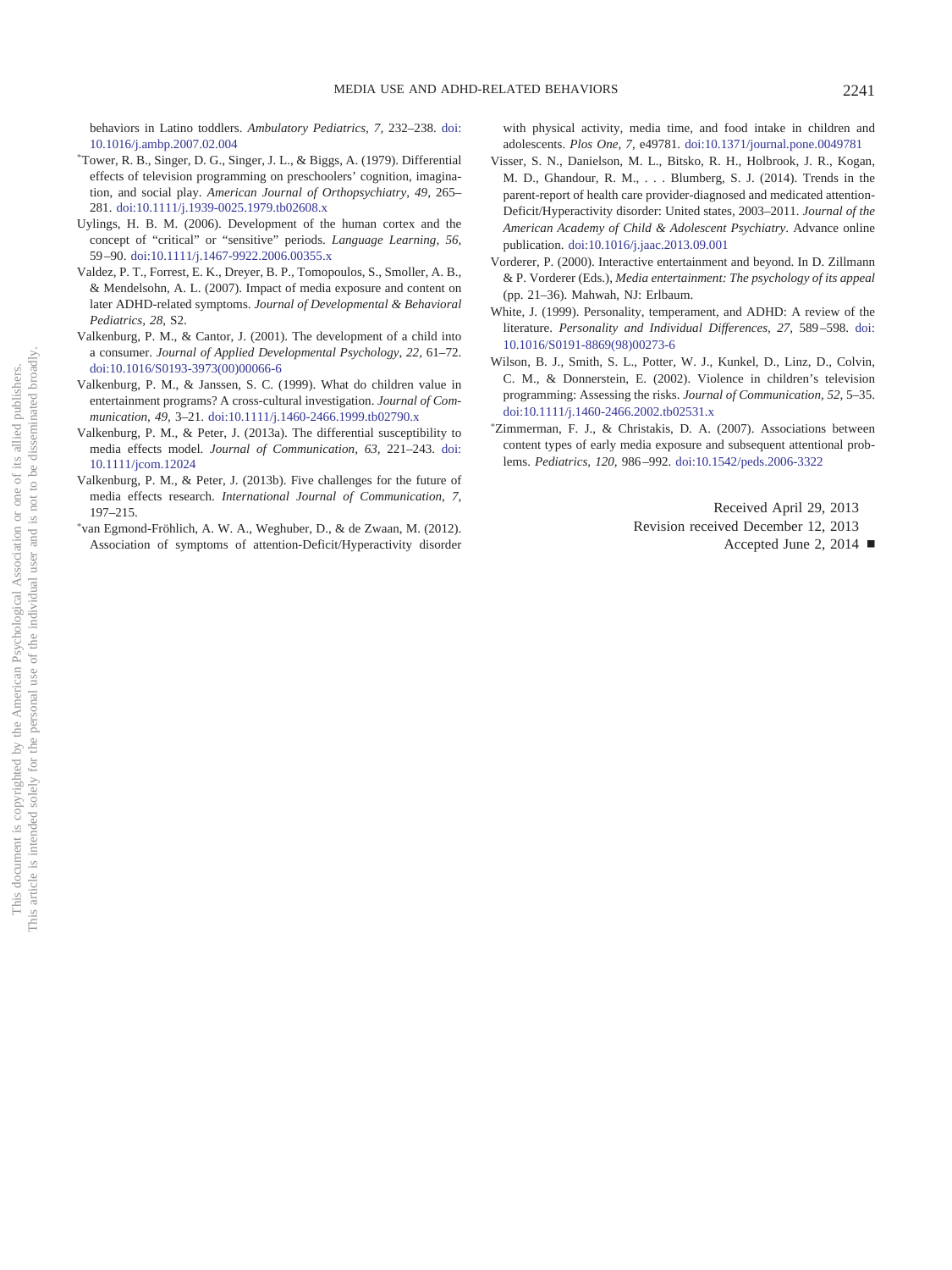behaviors in Latino toddlers. *Ambulatory Pediatrics, 7,* 232–238. doi:10.1016/j.ambp.2007.02.004

*Tower, R. B., Singer, D. G., Singer, J. L., & Biggs, A. (1979). Differential effects of television programming on preschoolers' cognition, imagination, and social play. *American Journal of Orthopsychiatry, 49,* 265–281. doi:10.1111/j.1939-0025.1979.tb02608.x

Uylings, H. B. M. (2006). Development of the human cortex and the concept of "critical" or "sensitive" periods. *Language Learning, 56,* 59–90. doi:10.1111/j.1467-9922.2006.00355.x

Valdez, P. T., Forrest, E. K., Dreyer, B. P., Tomopoulos, S., Smoller, A. B., & Mendelsohn, A. L. (2007). Impact of media exposure and content on later ADHD-related symptoms. *Journal of Developmental & Behavioral Pediatrics, 28,* S2.

Valkenburg, P. M., & Cantor, J. (2001). The development of a child into a consumer. *Journal of Applied Developmental Psychology, 22,* 61–72. doi:10.1016/S0193-3973(00)00066-6

Valkenburg, P. M., & Janssen, S. C. (1999). What do children value in entertainment programs? A cross-cultural investigation. *Journal of Communication, 49,* 3–21. doi:10.1111/j.1460-2466.1999.tb02790.x

Valkenburg, P. M., & Peter, J. (2013a). The differential susceptibility to media effects model. *Journal of Communication, 63,* 221–243. doi:10.1111/jcom.12024

Valkenburg, P. M., & Peter, J. (2013b). Five challenges for the future of media effects research. *International Journal of Communication, 7,* 197–215.

*van Egmond-Fröhlich, A. W. A., Weghuber, D., & de Zwaan, M. (2012). Association of symptoms of attention-Deficit/Hyperactivity disorder with physical activity, media time, and food intake in children and adolescents. *Plos One, 7,* e49781. doi:10.1371/journal.pone.0049781

Visser, S. N., Danielson, M. L., Bitsko, R. H., Holbrook, J. R., Kogan, M. D., Ghandour, R. M., . . . Blumberg, S. J. (2014). Trends in the parent-report of health care provider-diagnosed and medicated attention-Deficit/Hyperactivity disorder: United states, 2003–2011. *Journal of the American Academy of Child & Adolescent Psychiatry*. Advance online publication. doi:10.1016/j.jaac.2013.09.001

Vorderer, P. (2000). Interactive entertainment and beyond. In D. Zillmann & P. Vorderer (Eds.), *Media entertainment: The psychology of its appeal* (pp. 21–36). Mahwah, NJ: Erlbaum.

White, J. (1999). Personality, temperament, and ADHD: A review of the literature. *Personality and Individual Differences, 27,* 589–598. doi:10.1016/S0191-8869(98)00273-6

Wilson, B. J., Smith, S. L., Potter, W. J., Kunkel, D., Linz, D., Colvin, C. M., & Donnerstein, E. (2002). Violence in children's television programming: Assessing the risks. *Journal of Communication, 52,* 5–35. doi:10.1111/j.1460-2466.2002.tb02531.x

*Zimmerman, F. J., & Christakis, D. A. (2007). Associations between content types of early media exposure and subsequent attentional problems. *Pediatrics, 120,* 986–992. doi:10.1542/peds.2006-3322

Received April 29, 2013
Revision received December 12, 2013
Accepted June 2, 2014 ■